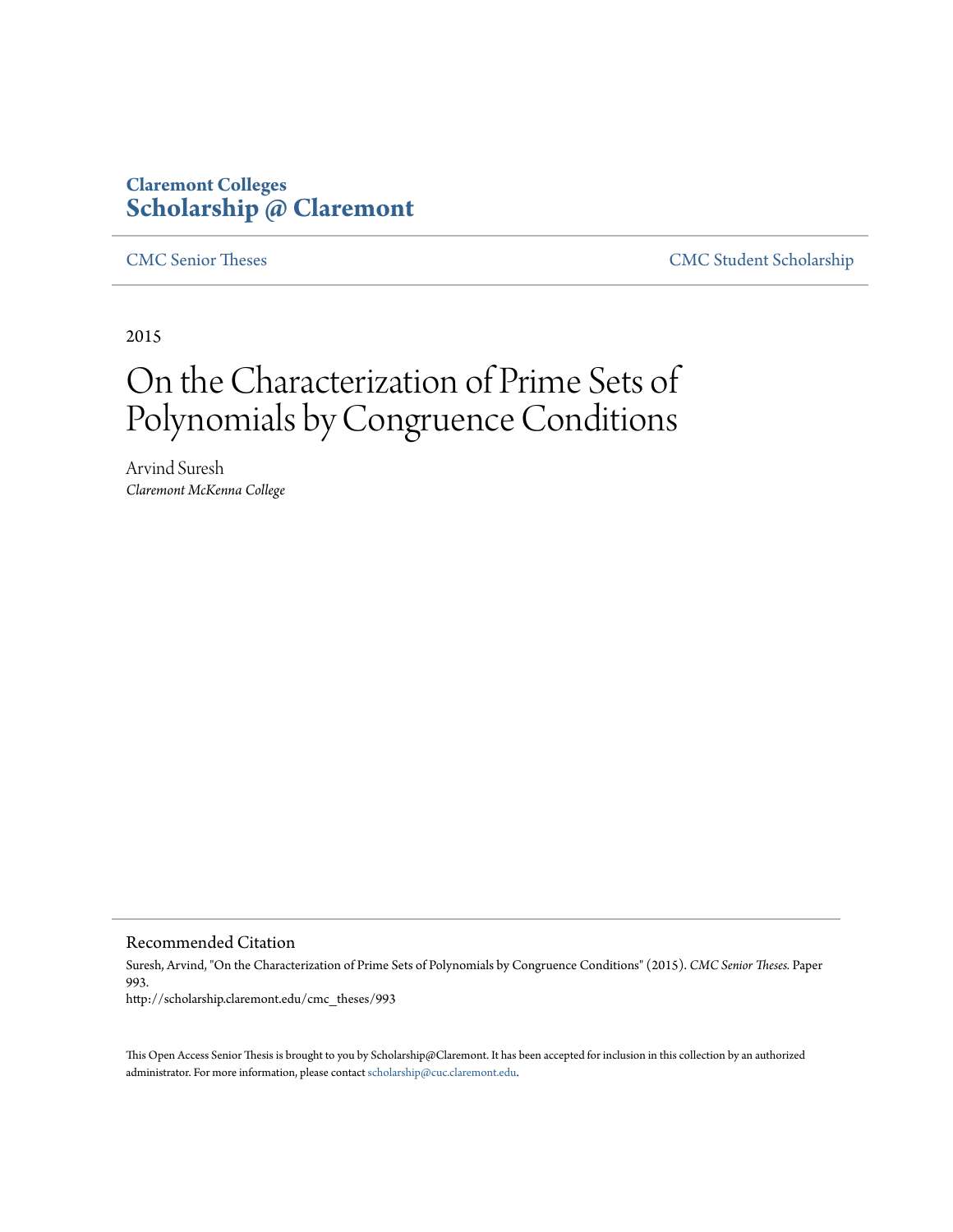Claremont Colleges
**Scholarship @ Claremont**

CMC Senior Theses | CMC Student Scholarship

2015

# On the Characterization of Prime Sets of Polynomials by Congruence Conditions

Arvind Suresh
*Claremont McKenna College*

## Recommended Citation

Suresh, Arvind, "On the Characterization of Prime Sets of Polynomials by Congruence Conditions" (2015). *CMC Senior Theses.* Paper 993.
http://scholarship.claremont.edu/cmc_theses/993

This Open Access Senior Thesis is brought to you by Scholarship@Claremont. It has been accepted for inclusion in this collection by an authorized administrator. For more information, please contact scholarship@cuc.claremont.edu.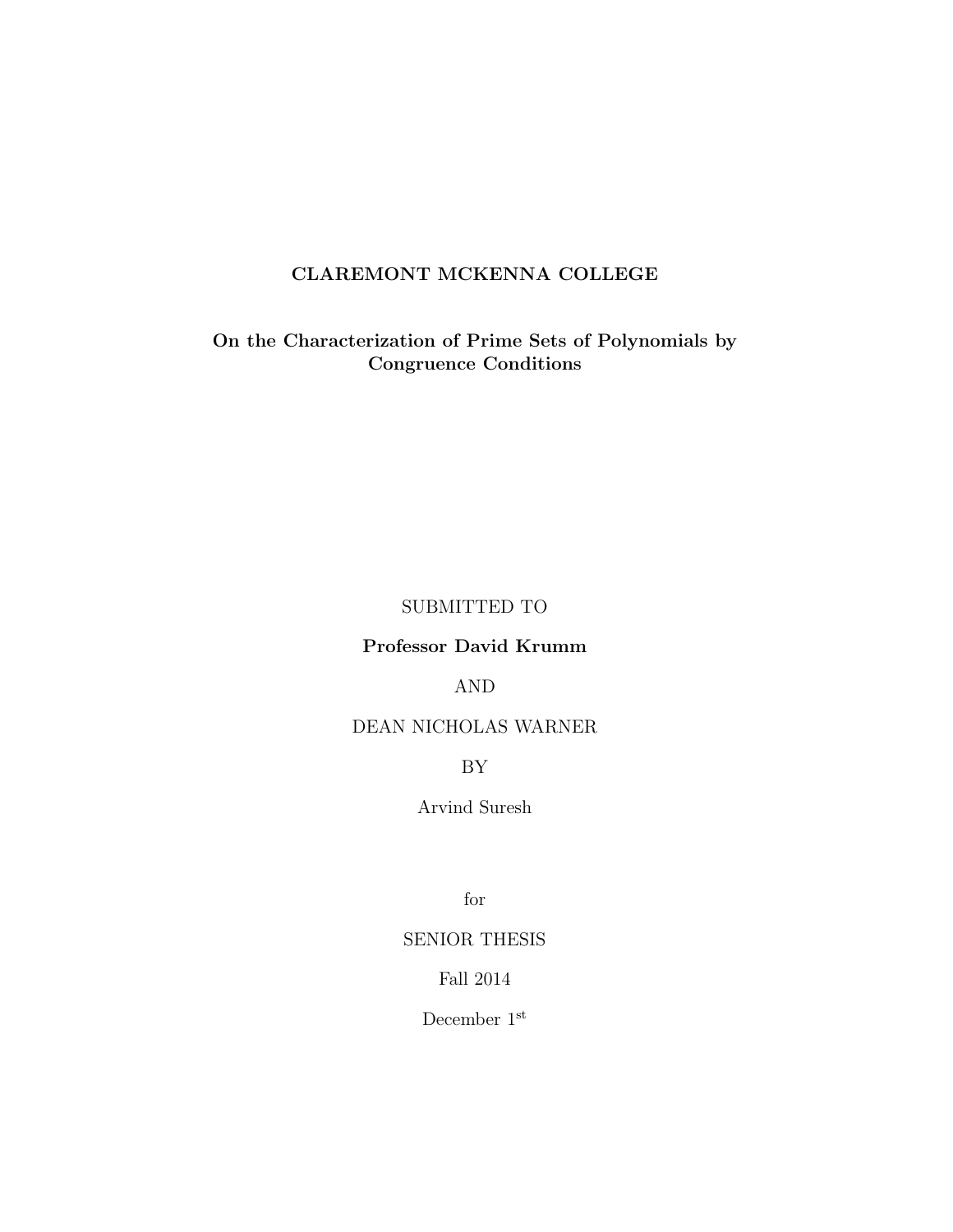**CLAREMONT MCKENNA COLLEGE**

**On the Characterization of Prime Sets of Polynomials by Congruence Conditions**

SUBMITTED TO

**Professor David Krumm**

AND

DEAN NICHOLAS WARNER

BY

Arvind Suresh

for

SENIOR THESIS

Fall 2014

December 1st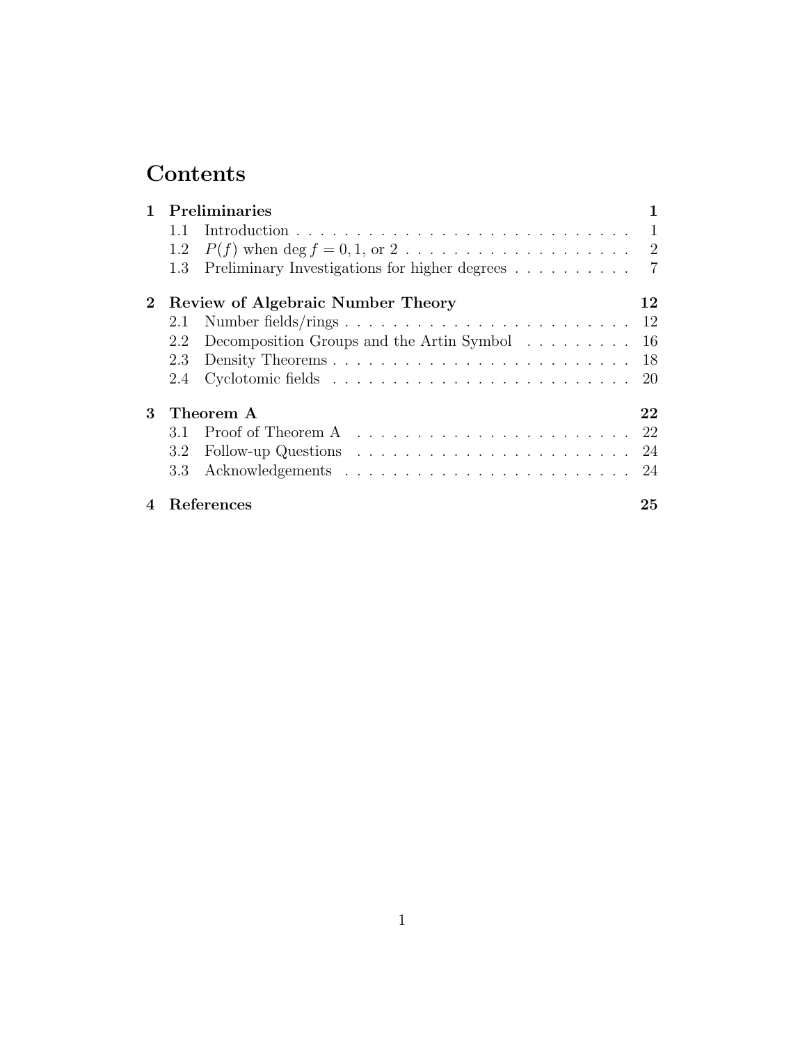# Contents

**1 Preliminaries** — **1**
- 1.1 Introduction — 1
- 1.2 $P(f)$ when $\deg f = 0, 1$, or $2$ — 2
- 1.3 Preliminary Investigations for higher degrees — 7

**2 Review of Algebraic Number Theory** — **12**
- 2.1 Number fields/rings — 12
- 2.2 Decomposition Groups and the Artin Symbol — 16
- 2.3 Density Theorems — 18
- 2.4 Cyclotomic fields — 20

**3 Theorem A** — **22**
- 3.1 Proof of Theorem A — 22
- 3.2 Follow-up Questions — 24
- 3.3 Acknowledgements — 24

**4 References** — **25**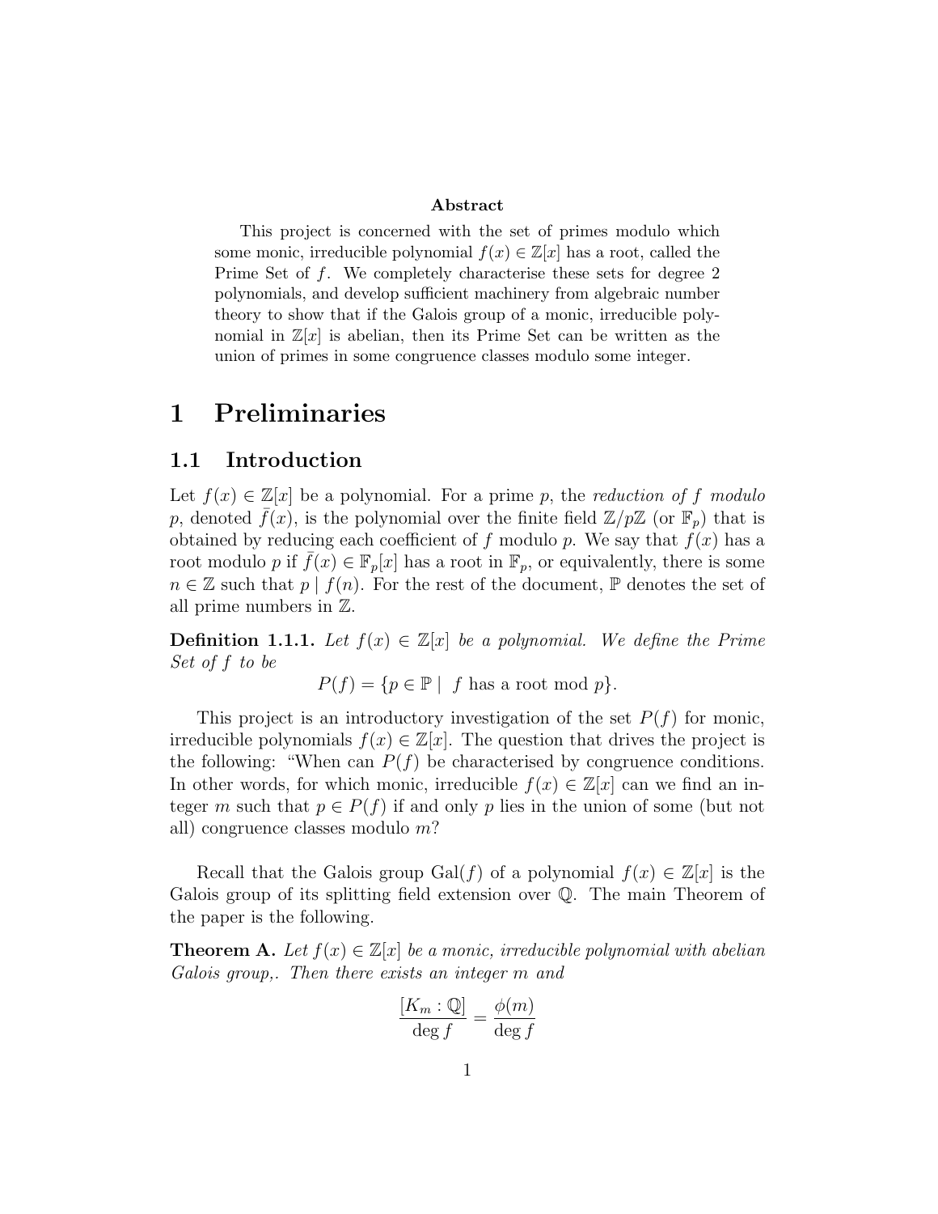**Abstract**

This project is concerned with the set of primes modulo which some monic, irreducible polynomial $f(x) \in \mathbb{Z}[x]$ has a root, called the Prime Set of $f$. We completely characterise these sets for degree 2 polynomials, and develop sufficient machinery from algebraic number theory to show that if the Galois group of a monic, irreducible polynomial in $\mathbb{Z}[x]$ is abelian, then its Prime Set can be written as the union of primes in some congruence classes modulo some integer.

# 1 Preliminaries

## 1.1 Introduction

Let $f(x) \in \mathbb{Z}[x]$ be a polynomial. For a prime $p$, the *reduction of $f$ modulo $p$*, denoted $\bar{f}(x)$, is the polynomial over the finite field $\mathbb{Z}/p\mathbb{Z}$ (or $\mathbb{F}_p$) that is obtained by reducing each coefficient of $f$ modulo $p$. We say that $f(x)$ has a root modulo $p$ if $\bar{f}(x) \in \mathbb{F}_p[x]$ has a root in $\mathbb{F}_p$, or equivalently, there is some $n \in \mathbb{Z}$ such that $p \mid f(n)$. For the rest of the document, $\mathbb{P}$ denotes the set of all prime numbers in $\mathbb{Z}$.

**Definition 1.1.1.** *Let $f(x) \in \mathbb{Z}[x]$ be a polynomial. We define the Prime Set of $f$ to be*

$$P(f) = \{p \in \mathbb{P} \mid \text{ } f \text{ has a root mod } p\}.$$

This project is an introductory investigation of the set $P(f)$ for monic, irreducible polynomials $f(x) \in \mathbb{Z}[x]$. The question that drives the project is the following: "When can $P(f)$ be characterised by congruence conditions. In other words, for which monic, irreducible $f(x) \in \mathbb{Z}[x]$ can we find an integer $m$ such that $p \in P(f)$ if and only $p$ lies in the union of some (but not all) congruence classes modulo $m$?

Recall that the Galois group $\mathrm{Gal}(f)$ of a polynomial $f(x) \in \mathbb{Z}[x]$ is the Galois group of its splitting field extension over $\mathbb{Q}$. The main Theorem of the paper is the following.

**Theorem A.** *Let $f(x) \in \mathbb{Z}[x]$ be a monic, irreducible polynomial with abelian Galois group,. Then there exists an integer $m$ and*

$$\frac{[K_m : \mathbb{Q}]}{\deg f} = \frac{\phi(m)}{\deg f}$$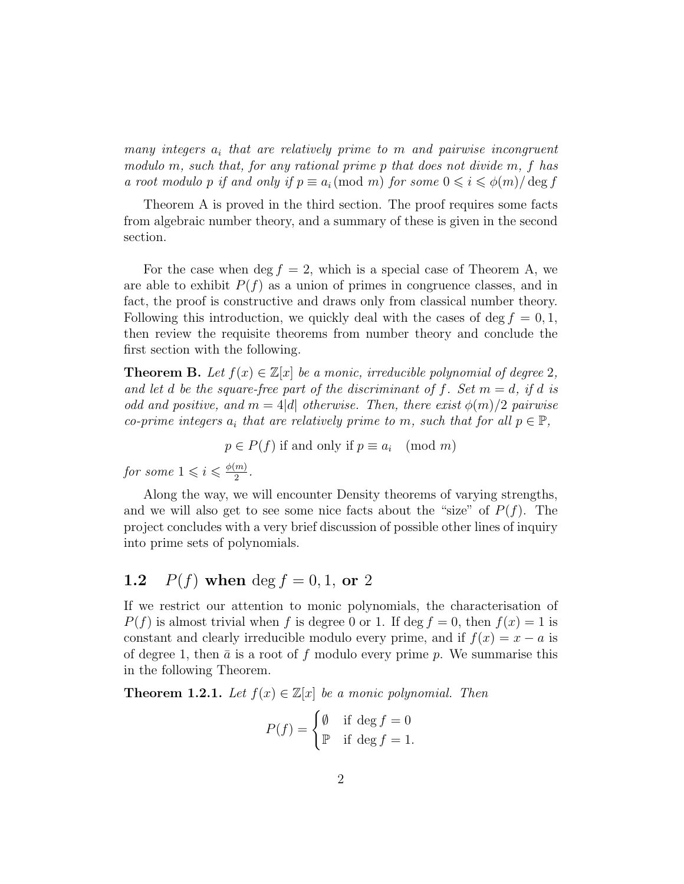*many integers $a_i$ that are relatively prime to $m$ and pairwise incongruent modulo $m$, such that, for any rational prime $p$ that does not divide $m$, $f$ has a root modulo $p$ if and only if $p \equiv a_i \pmod{m}$ for some $0 \leqslant i \leqslant \phi(m)/\deg f$*

Theorem A is proved in the third section. The proof requires some facts from algebraic number theory, and a summary of these is given in the second section.

For the case when $\deg f = 2$, which is a special case of Theorem A, we are able to exhibit $P(f)$ as a union of primes in congruence classes, and in fact, the proof is constructive and draws only from classical number theory. Following this introduction, we quickly deal with the cases of $\deg f = 0, 1$, then review the requisite theorems from number theory and conclude the first section with the following.

**Theorem B.** *Let $f(x) \in \mathbb{Z}[x]$ be a monic, irreducible polynomial of degree 2, and let $d$ be the square-free part of the discriminant of $f$. Set $m = d$, if $d$ is odd and positive, and $m = 4|d|$ otherwise. Then, there exist $\phi(m)/2$ pairwise co-prime integers $a_i$ that are relatively prime to $m$, such that for all $p \in \mathbb{P}$,*

$$p \in P(f) \text{ if and only if } p \equiv a_i \pmod{m}$$

*for some $1 \leqslant i \leqslant \frac{\phi(m)}{2}$.*

Along the way, we will encounter Density theorems of varying strengths, and we will also get to see some nice facts about the "size" of $P(f)$. The project concludes with a very brief discussion of possible other lines of inquiry into prime sets of polynomials.

## 1.2 $P(f)$ when $\deg f = 0, 1$, or 2

If we restrict our attention to monic polynomials, the characterisation of $P(f)$ is almost trivial when $f$ is degree 0 or 1. If $\deg f = 0$, then $f(x) = 1$ is constant and clearly irreducible modulo every prime, and if $f(x) = x - a$ is of degree 1, then $\bar{a}$ is a root of $f$ modulo every prime $p$. We summarise this in the following Theorem.

**Theorem 1.2.1.** *Let $f(x) \in \mathbb{Z}[x]$ be a monic polynomial. Then*

$$P(f) = \begin{cases} \emptyset & \text{if } \deg f = 0 \\ \mathbb{P} & \text{if } \deg f = 1. \end{cases}$$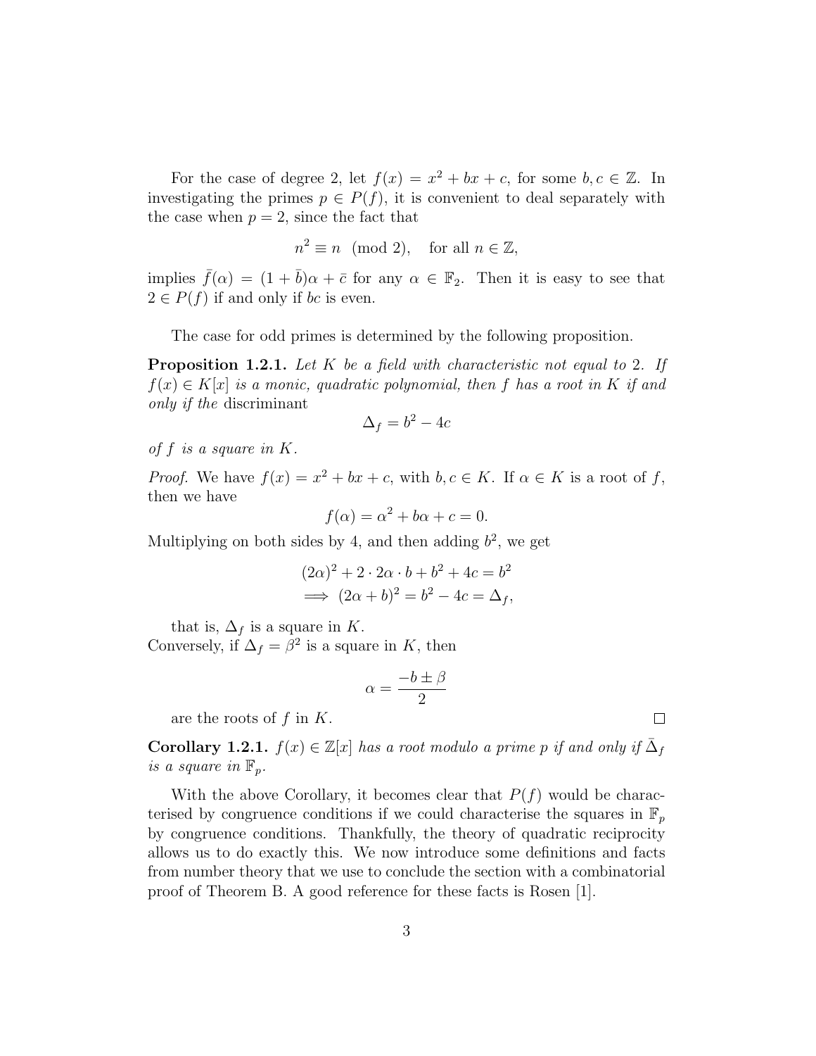For the case of degree 2, let $f(x) = x^2 + bx + c$, for some $b, c \in \mathbb{Z}$. In investigating the primes $p \in P(f)$, it is convenient to deal separately with the case when $p = 2$, since the fact that

$$n^2 \equiv n \pmod 2, \quad \text{for all } n \in \mathbb{Z},$$

implies $\bar{f}(\alpha) = (1 + \bar{b})\alpha + \bar{c}$ for any $\alpha \in \mathbb{F}_2$. Then it is easy to see that $2 \in P(f)$ if and only if $bc$ is even.

The case for odd primes is determined by the following proposition.

**Proposition 1.2.1.** *Let $K$ be a field with characteristic not equal to 2. If $f(x) \in K[x]$ is a monic, quadratic polynomial, then $f$ has a root in $K$ if and only if the* discriminant

$$\Delta_f = b^2 - 4c$$

*of $f$ is a square in $K$.*

*Proof.* We have $f(x) = x^2 + bx + c$, with $b, c \in K$. If $\alpha \in K$ is a root of $f$, then we have

$$f(\alpha) = \alpha^2 + b\alpha + c = 0.$$

Multiplying on both sides by 4, and then adding $b^2$, we get

$$\begin{aligned}
&(2\alpha)^2 + 2 \cdot 2\alpha \cdot b + b^2 + 4c = b^2 \\
\implies &(2\alpha + b)^2 = b^2 - 4c = \Delta_f,
\end{aligned}$$

that is, $\Delta_f$ is a square in $K$.
Conversely, if $\Delta_f = \beta^2$ is a square in $K$, then

$$\alpha = \frac{-b \pm \beta}{2}$$

are the roots of $f$ in $K$. ◻

**Corollary 1.2.1.** *$f(x) \in \mathbb{Z}[x]$ has a root modulo a prime $p$ if and only if $\bar{\Delta}_f$ is a square in $\mathbb{F}_p$.*

With the above Corollary, it becomes clear that $P(f)$ would be characterised by congruence conditions if we could characterise the squares in $\mathbb{F}_p$ by congruence conditions. Thankfully, the theory of quadratic reciprocity allows us to do exactly this. We now introduce some definitions and facts from number theory that we use to conclude the section with a combinatorial proof of Theorem B. A good reference for these facts is Rosen [1].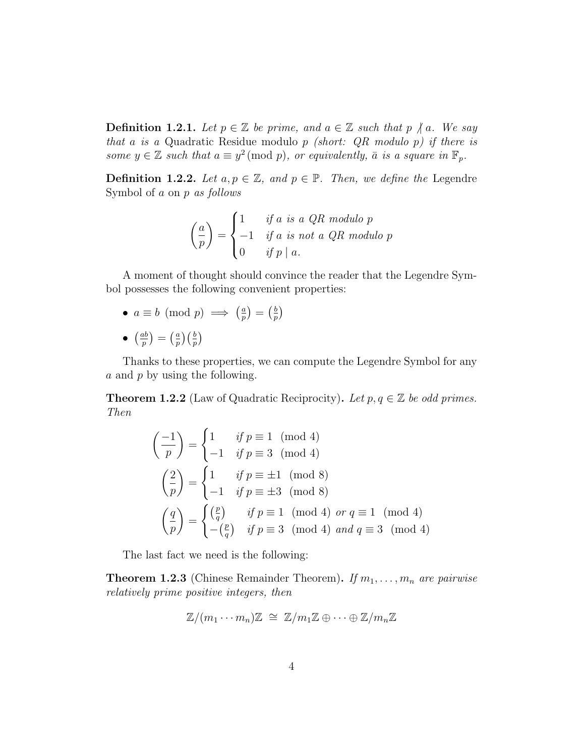**Definition 1.2.1.** *Let $p \in \mathbb{Z}$ be prime, and $a \in \mathbb{Z}$ such that $p \nmid a$. We say that $a$ is a* Quadratic Residue modulo $p$ *(short: QR modulo $p$) if there is some $y \in \mathbb{Z}$ such that $a \equiv y^2 \pmod{p}$, or equivalently, $\bar{a}$ is a square in $\mathbb{F}_p$.*

**Definition 1.2.2.** *Let $a, p \in \mathbb{Z}$, and $p \in \mathbb{P}$. Then, we define the* Legendre Symbol of $a$ on $p$ *as follows*

$$\left(\frac{a}{p}\right) = \begin{cases} 1 & \text{if } a \text{ is a QR modulo } p \\ -1 & \text{if } a \text{ is not a QR modulo } p \\ 0 & \text{if } p \mid a. \end{cases}$$

A moment of thought should convince the reader that the Legendre Symbol possesses the following convenient properties:

- $a \equiv b \pmod{p} \implies \left(\frac{a}{p}\right) = \left(\frac{b}{p}\right)$
- $\left(\frac{ab}{p}\right) = \left(\frac{a}{p}\right)\left(\frac{b}{p}\right)$

Thanks to these properties, we can compute the Legendre Symbol for any $a$ and $p$ by using the following.

**Theorem 1.2.2** (Law of Quadratic Reciprocity)**.** *Let $p, q \in \mathbb{Z}$ be odd primes. Then*

$$\left(\frac{-1}{p}\right) = \begin{cases} 1 & \text{if } p \equiv 1 \pmod{4} \\ -1 & \text{if } p \equiv 3 \pmod{4} \end{cases}$$

$$\left(\frac{2}{p}\right) = \begin{cases} 1 & \text{if } p \equiv \pm 1 \pmod{8} \\ -1 & \text{if } p \equiv \pm 3 \pmod{8} \end{cases}$$

$$\left(\frac{q}{p}\right) = \begin{cases} \left(\frac{p}{q}\right) & \text{if } p \equiv 1 \pmod{4} \text{ or } q \equiv 1 \pmod{4} \\ -\left(\frac{p}{q}\right) & \text{if } p \equiv 3 \pmod{4} \text{ and } q \equiv 3 \pmod{4} \end{cases}$$

The last fact we need is the following:

**Theorem 1.2.3** (Chinese Remainder Theorem)**.** *If $m_1, \ldots, m_n$ are pairwise relatively prime positive integers, then*

$$\mathbb{Z}/(m_1 \cdots m_n)\mathbb{Z} \;\cong\; \mathbb{Z}/m_1\mathbb{Z} \oplus \cdots \oplus \mathbb{Z}/m_n\mathbb{Z}$$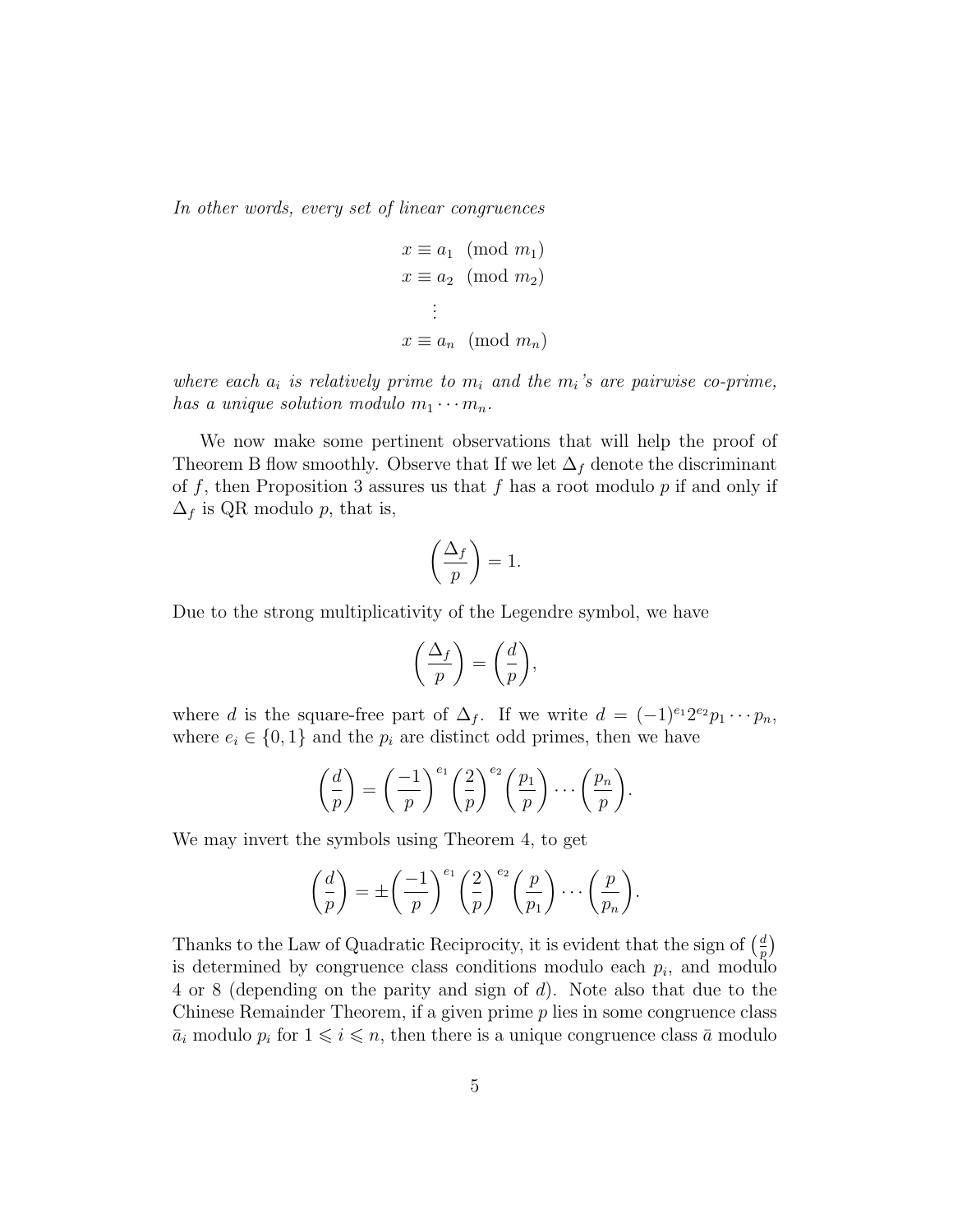*In other words, every set of linear congruences*

$$\begin{aligned} x &\equiv a_1 \pmod{m_1} \\ x &\equiv a_2 \pmod{m_2} \\ &\vdots \\ x &\equiv a_n \pmod{m_n} \end{aligned}$$

*where each $a_i$ is relatively prime to $m_i$ and the $m_i$'s are pairwise co-prime, has a unique solution modulo $m_1 \cdots m_n$.*

We now make some pertinent observations that will help the proof of Theorem B flow smoothly. Observe that If we let $\Delta_f$ denote the discriminant of $f$, then Proposition 3 assures us that $f$ has a root modulo $p$ if and only if $\Delta_f$ is QR modulo $p$, that is,

$$\left(\frac{\Delta_f}{p}\right) = 1.$$

Due to the strong multiplicativity of the Legendre symbol, we have

$$\left(\frac{\Delta_f}{p}\right) = \left(\frac{d}{p}\right),$$

where $d$ is the square-free part of $\Delta_f$. If we write $d = (-1)^{e_1} 2^{e_2} p_1 \cdots p_n$, where $e_i \in \{0, 1\}$ and the $p_i$ are distinct odd primes, then we have

$$\left(\frac{d}{p}\right) = \left(\frac{-1}{p}\right)^{e_1} \left(\frac{2}{p}\right)^{e_2} \left(\frac{p_1}{p}\right) \cdots \left(\frac{p_n}{p}\right).$$

We may invert the symbols using Theorem 4, to get

$$\left(\frac{d}{p}\right) = \pm \left(\frac{-1}{p}\right)^{e_1} \left(\frac{2}{p}\right)^{e_2} \left(\frac{p}{p_1}\right) \cdots \left(\frac{p}{p_n}\right).$$

Thanks to the Law of Quadratic Reciprocity, it is evident that the sign of $\left(\frac{d}{p}\right)$ is determined by congruence class conditions modulo each $p_i$, and modulo 4 or 8 (depending on the parity and sign of $d$). Note also that due to the Chinese Remainder Theorem, if a given prime $p$ lies in some congruence class $\bar{a}_i$ modulo $p_i$ for $1 \leqslant i \leqslant n$, then there is a unique congruence class $\bar{a}$ modulo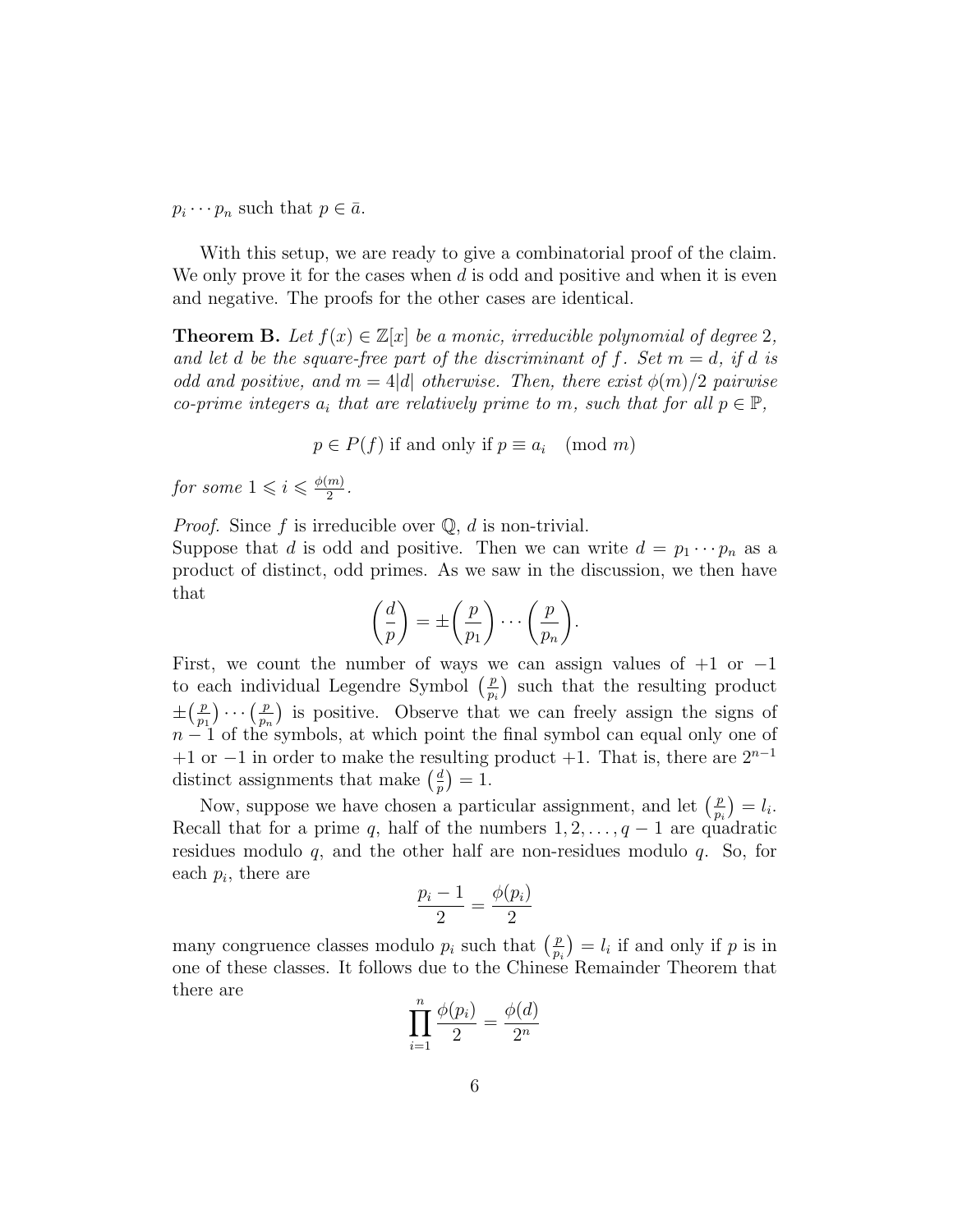$p_i \cdots p_n$ such that $p \in \bar{a}$.

With this setup, we are ready to give a combinatorial proof of the claim. We only prove it for the cases when $d$ is odd and positive and when it is even and negative. The proofs for the other cases are identical.

**Theorem B.** *Let $f(x) \in \mathbb{Z}[x]$ be a monic, irreducible polynomial of degree 2, and let $d$ be the square-free part of the discriminant of $f$. Set $m = d$, if $d$ is odd and positive, and $m = 4|d|$ otherwise. Then, there exist $\phi(m)/2$ pairwise co-prime integers $a_i$ that are relatively prime to $m$, such that for all $p \in \mathbb{P}$,*

$$p \in P(f) \text{ if and only if } p \equiv a_i \pmod{m}$$

*for some $1 \leqslant i \leqslant \frac{\phi(m)}{2}$.*

*Proof.* Since $f$ is irreducible over $\mathbb{Q}$, $d$ is non-trivial.
Suppose that $d$ is odd and positive. Then we can write $d = p_1 \cdots p_n$ as a product of distinct, odd primes. As we saw in the discussion, we then have that

$$\left(\frac{d}{p}\right) = \pm\left(\frac{p}{p_1}\right) \cdots \left(\frac{p}{p_n}\right).$$

First, we count the number of ways we can assign values of $+1$ or $-1$ to each individual Legendre Symbol $\left(\frac{p}{p_i}\right)$ such that the resulting product $\pm\left(\frac{p}{p_1}\right) \cdots \left(\frac{p}{p_n}\right)$ is positive. Observe that we can freely assign the signs of $n-1$ of the symbols, at which point the final symbol can equal only one of $+1$ or $-1$ in order to make the resulting product $+1$. That is, there are $2^{n-1}$ distinct assignments that make $\left(\frac{d}{p}\right) = 1$.

Now, suppose we have chosen a particular assignment, and let $\left(\frac{p}{p_i}\right) = l_i$. Recall that for a prime $q$, half of the numbers $1, 2, \ldots, q-1$ are quadratic residues modulo $q$, and the other half are non-residues modulo $q$. So, for each $p_i$, there are

$$\frac{p_i - 1}{2} = \frac{\phi(p_i)}{2}$$

many congruence classes modulo $p_i$ such that $\left(\frac{p}{p_i}\right) = l_i$ if and only if $p$ is in one of these classes. It follows due to the Chinese Remainder Theorem that there are

$$\prod_{i=1}^{n} \frac{\phi(p_i)}{2} = \frac{\phi(d)}{2^n}$$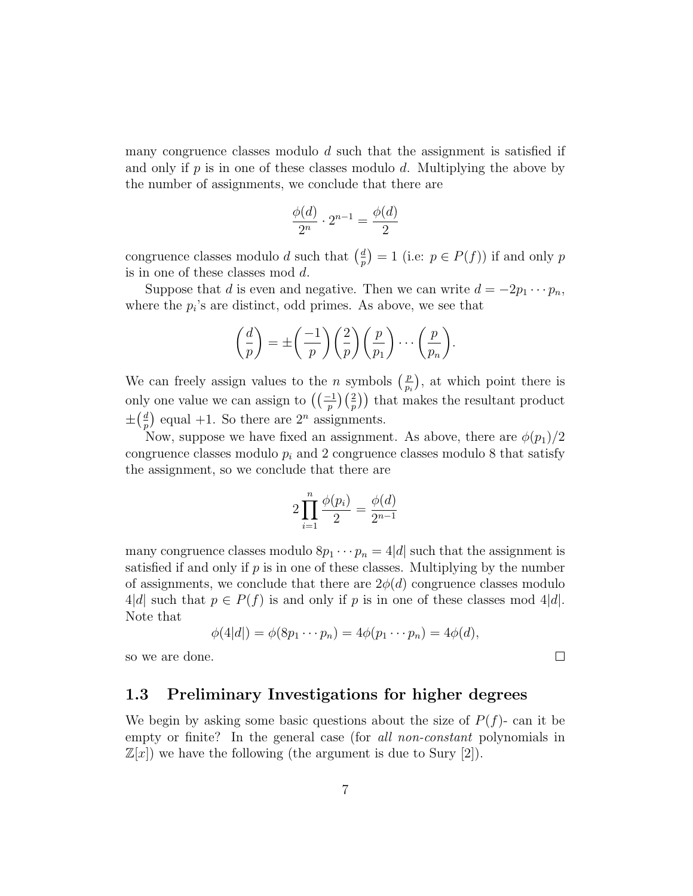many congruence classes modulo $d$ such that the assignment is satisfied if and only if $p$ is in one of these classes modulo $d$. Multiplying the above by the number of assignments, we conclude that there are

$$\frac{\phi(d)}{2^n} \cdot 2^{n-1} = \frac{\phi(d)}{2}$$

congruence classes modulo $d$ such that $\left(\frac{d}{p}\right) = 1$ (i.e: $p \in P(f)$) if and only $p$ is in one of these classes mod $d$.

Suppose that $d$ is even and negative. Then we can write $d = -2p_1 \cdots p_n$, where the $p_i$'s are distinct, odd primes. As above, we see that

$$\left(\frac{d}{p}\right) = \pm\left(\frac{-1}{p}\right)\left(\frac{2}{p}\right)\left(\frac{p}{p_1}\right) \cdots \left(\frac{p}{p_n}\right).$$

We can freely assign values to the $n$ symbols $\left(\frac{p}{p_i}\right)$, at which point there is only one value we can assign to $\left(\left(\frac{-1}{p}\right)\left(\frac{2}{p}\right)\right)$ that makes the resultant product $\pm\left(\frac{d}{p}\right)$ equal $+1$. So there are $2^n$ assignments.

Now, suppose we have fixed an assignment. As above, there are $\phi(p_1)/2$ congruence classes modulo $p_i$ and 2 congruence classes modulo 8 that satisfy the assignment, so we conclude that there are

$$2\prod_{i=1}^{n} \frac{\phi(p_i)}{2} = \frac{\phi(d)}{2^{n-1}}$$

many congruence classes modulo $8p_1 \cdots p_n = 4|d|$ such that the assignment is satisfied if and only if $p$ is in one of these classes. Multiplying by the number of assignments, we conclude that there are $2\phi(d)$ congruence classes modulo $4|d|$ such that $p \in P(f)$ is and only if $p$ is in one of these classes mod $4|d|$. Note that

$$\phi(4|d|) = \phi(8p_1 \cdots p_n) = 4\phi(p_1 \cdots p_n) = 4\phi(d),$$

so we are done. $\square$

## 1.3 Preliminary Investigations for higher degrees

We begin by asking some basic questions about the size of $P(f)$- can it be empty or finite? In the general case (for *all non-constant* polynomials in $\mathbb{Z}[x]$) we have the following (the argument is due to Sury [2]).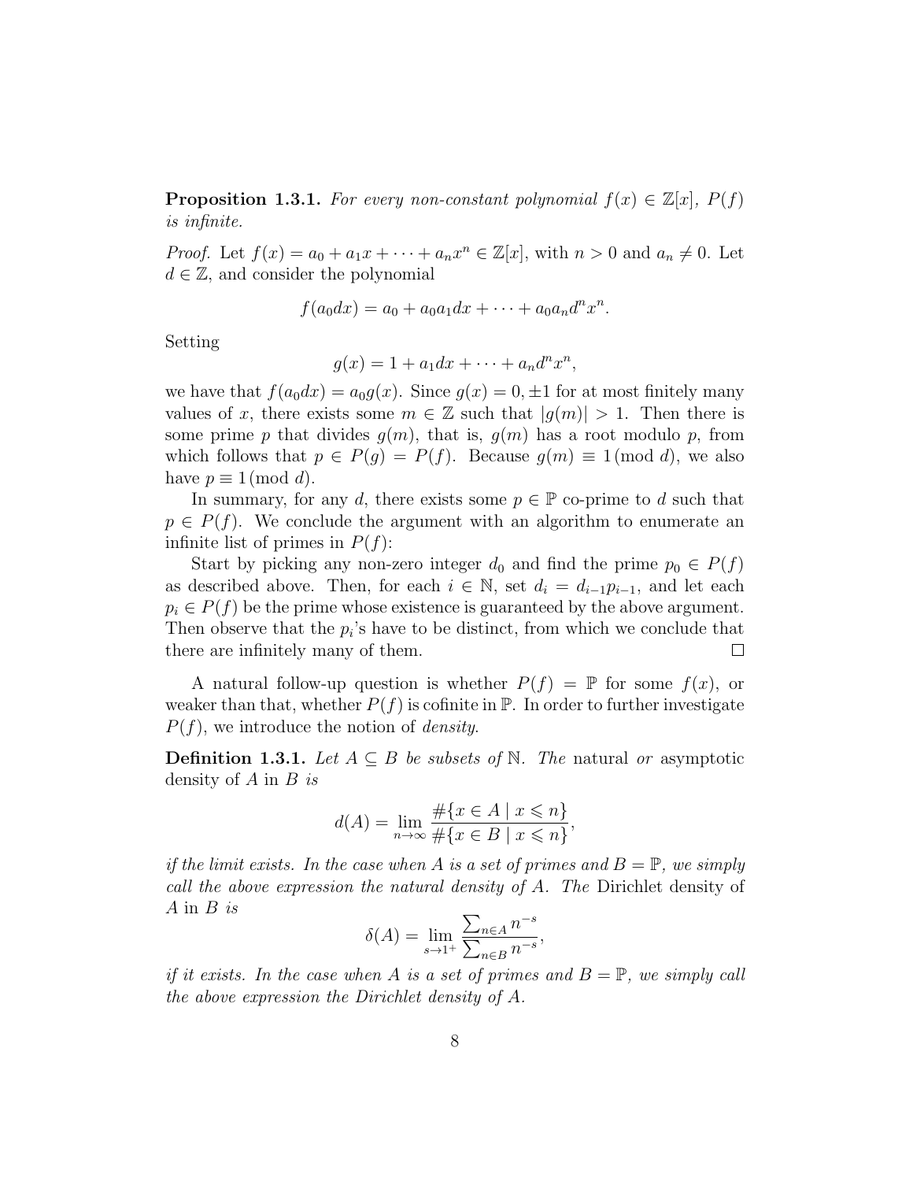**Proposition 1.3.1.** *For every non-constant polynomial $f(x) \in \mathbb{Z}[x]$, $P(f)$ is infinite.*

*Proof.* Let $f(x) = a_0 + a_1 x + \cdots + a_n x^n \in \mathbb{Z}[x]$, with $n > 0$ and $a_n \neq 0$. Let $d \in \mathbb{Z}$, and consider the polynomial

$$f(a_0 dx) = a_0 + a_0 a_1 dx + \cdots + a_0 a_n d^n x^n.$$

Setting

$$g(x) = 1 + a_1 dx + \cdots + a_n d^n x^n,$$

we have that $f(a_0 dx) = a_0 g(x)$. Since $g(x) = 0, \pm 1$ for at most finitely many values of $x$, there exists some $m \in \mathbb{Z}$ such that $|g(m)| > 1$. Then there is some prime $p$ that divides $g(m)$, that is, $g(m)$ has a root modulo $p$, from which follows that $p \in P(g) = P(f)$. Because $g(m) \equiv 1 \pmod{d}$, we also have $p \equiv 1 \pmod{d}$.

In summary, for any $d$, there exists some $p \in \mathbb{P}$ co-prime to $d$ such that $p \in P(f)$. We conclude the argument with an algorithm to enumerate an infinite list of primes in $P(f)$:

Start by picking any non-zero integer $d_0$ and find the prime $p_0 \in P(f)$ as described above. Then, for each $i \in \mathbb{N}$, set $d_i = d_{i-1} p_{i-1}$, and let each $p_i \in P(f)$ be the prime whose existence is guaranteed by the above argument. Then observe that the $p_i$'s have to be distinct, from which we conclude that there are infinitely many of them. $\square$

A natural follow-up question is whether $P(f) = \mathbb{P}$ for some $f(x)$, or weaker than that, whether $P(f)$ is cofinite in $\mathbb{P}$. In order to further investigate $P(f)$, we introduce the notion of *density*.

**Definition 1.3.1.** *Let $A \subseteq B$ be subsets of $\mathbb{N}$. The* natural *or* asymptotic density of $A$ in $B$ *is*

$$d(A) = \lim_{n \to \infty} \frac{\#\{x \in A \mid x \leqslant n\}}{\#\{x \in B \mid x \leqslant n\}},$$

*if the limit exists. In the case when $A$ is a set of primes and $B = \mathbb{P}$, we simply call the above expression the natural density of $A$. The* Dirichlet density of $A$ in $B$ *is*

$$\delta(A) = \lim_{s \to 1^+} \frac{\sum_{n \in A} n^{-s}}{\sum_{n \in B} n^{-s}},$$

*if it exists. In the case when $A$ is a set of primes and $B = \mathbb{P}$, we simply call the above expression the Dirichlet density of $A$.*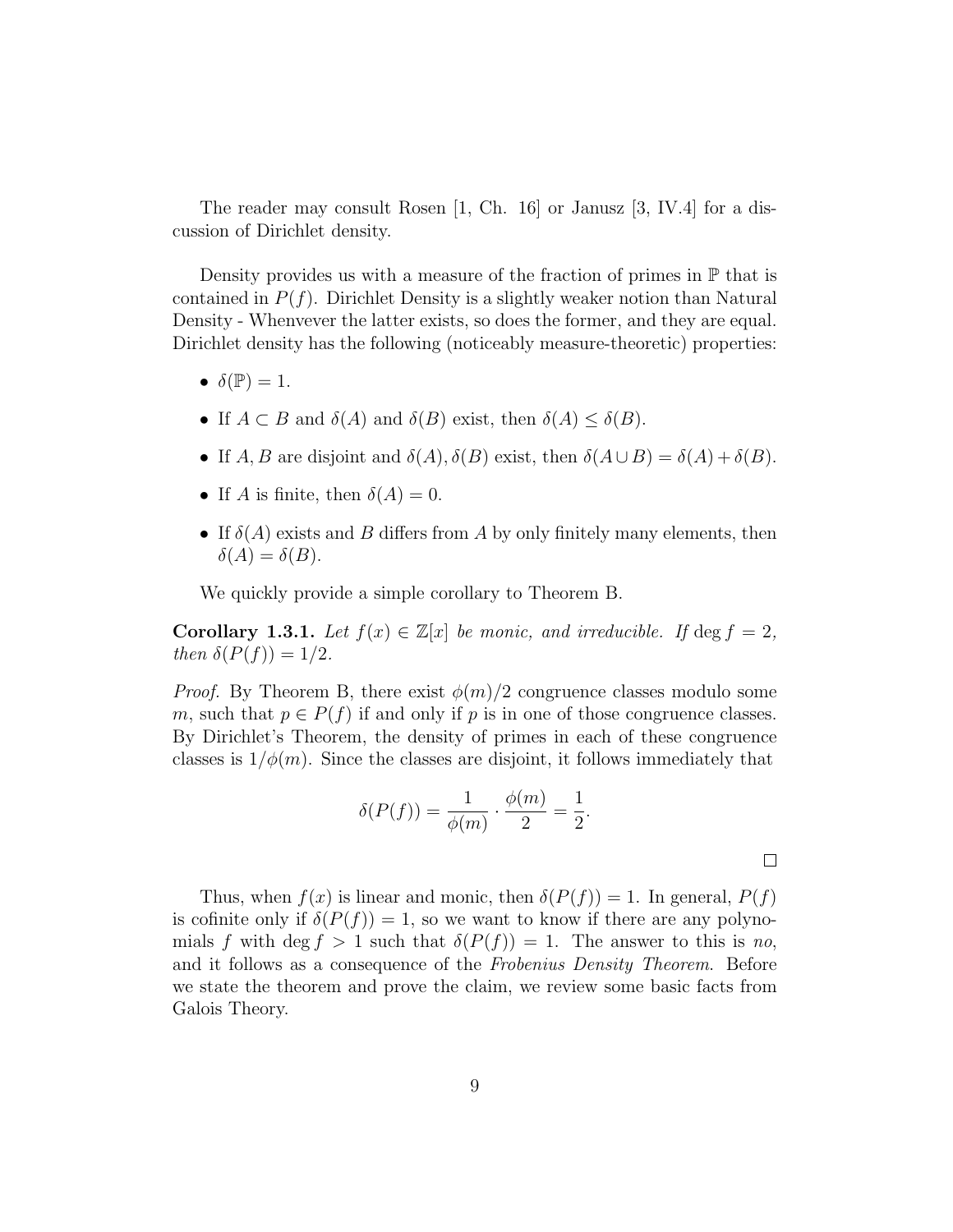The reader may consult Rosen [1, Ch. 16] or Janusz [3, IV.4] for a discussion of Dirichlet density.

Density provides us with a measure of the fraction of primes in $\mathbb{P}$ that is contained in $P(f)$. Dirichlet Density is a slightly weaker notion than Natural Density - Whenvever the latter exists, so does the former, and they are equal. Dirichlet density has the following (noticeably measure-theoretic) properties:

- $\delta(\mathbb{P}) = 1$.
- If $A \subset B$ and $\delta(A)$ and $\delta(B)$ exist, then $\delta(A) \leq \delta(B)$.
- If $A, B$ are disjoint and $\delta(A), \delta(B)$ exist, then $\delta(A \cup B) = \delta(A) + \delta(B)$.
- If $A$ is finite, then $\delta(A) = 0$.
- If $\delta(A)$ exists and $B$ differs from $A$ by only finitely many elements, then $\delta(A) = \delta(B)$.

We quickly provide a simple corollary to Theorem B.

**Corollary 1.3.1.** *Let $f(x) \in \mathbb{Z}[x]$ be monic, and irreducible. If $\deg f = 2$, then $\delta(P(f)) = 1/2$.*

*Proof.* By Theorem B, there exist $\phi(m)/2$ congruence classes modulo some $m$, such that $p \in P(f)$ if and only if $p$ is in one of those congruence classes. By Dirichlet's Theorem, the density of primes in each of these congruence classes is $1/\phi(m)$. Since the classes are disjoint, it follows immediately that

$$\delta(P(f)) = \frac{1}{\phi(m)} \cdot \frac{\phi(m)}{2} = \frac{1}{2}.$$

□

Thus, when $f(x)$ is linear and monic, then $\delta(P(f)) = 1$. In general, $P(f)$ is cofinite only if $\delta(P(f)) = 1$, so we want to know if there are any polynomials $f$ with $\deg f > 1$ such that $\delta(P(f)) = 1$. The answer to this is *no*, and it follows as a consequence of the *Frobenius Density Theorem*. Before we state the theorem and prove the claim, we review some basic facts from Galois Theory.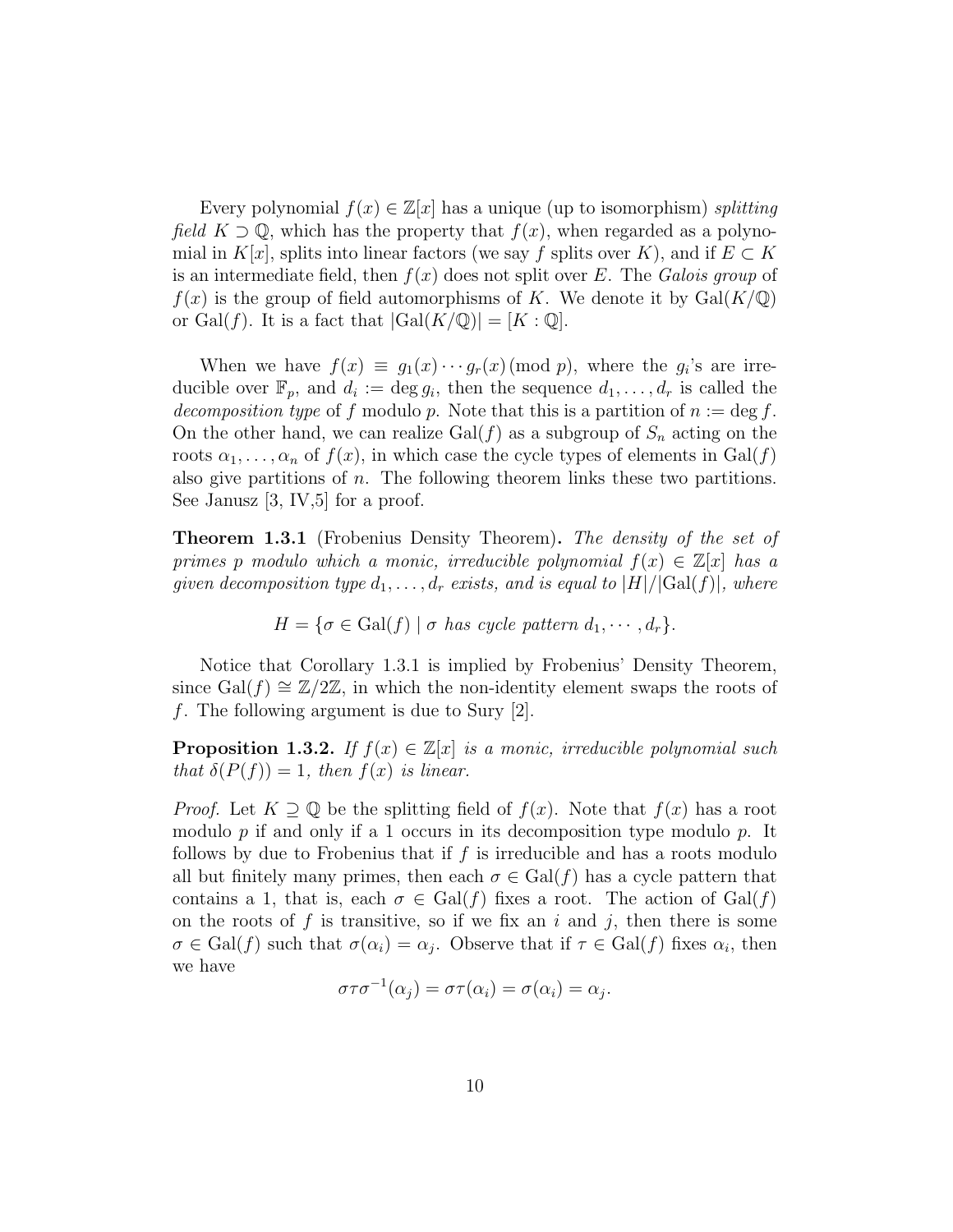Every polynomial $f(x) \in \mathbb{Z}[x]$ has a unique (up to isomorphism) *splitting field* $K \supset \mathbb{Q}$, which has the property that $f(x)$, when regarded as a polynomial in $K[x]$, splits into linear factors (we say $f$ splits over $K$), and if $E \subset K$ is an intermediate field, then $f(x)$ does not split over $E$. The *Galois group* of $f(x)$ is the group of field automorphisms of $K$. We denote it by $\mathrm{Gal}(K/\mathbb{Q})$ or $\mathrm{Gal}(f)$. It is a fact that $|\mathrm{Gal}(K/\mathbb{Q})| = [K : \mathbb{Q}]$.

When we have $f(x) \equiv g_1(x) \cdots g_r(x) \pmod p$, where the $g_i$'s are irreducible over $\mathbb{F}_p$, and $d_i := \deg g_i$, then the sequence $d_1, \ldots, d_r$ is called the *decomposition type* of $f$ modulo $p$. Note that this is a partition of $n := \deg f$. On the other hand, we can realize $\mathrm{Gal}(f)$ as a subgroup of $S_n$ acting on the roots $\alpha_1, \ldots, \alpha_n$ of $f(x)$, in which case the cycle types of elements in $\mathrm{Gal}(f)$ also give partitions of $n$. The following theorem links these two partitions. See Janusz [3, IV,5] for a proof.

**Theorem 1.3.1** (Frobenius Density Theorem)**.** *The density of the set of primes $p$ modulo which a monic, irreducible polynomial $f(x) \in \mathbb{Z}[x]$ has a given decomposition type $d_1, \ldots, d_r$ exists, and is equal to $|H|/|\mathrm{Gal}(f)|$, where*

$$H = \{\sigma \in \mathrm{Gal}(f) \mid \sigma \text{ has cycle pattern } d_1, \cdots, d_r\}.$$

Notice that Corollary 1.3.1 is implied by Frobenius' Density Theorem, since $\mathrm{Gal}(f) \cong \mathbb{Z}/2\mathbb{Z}$, in which the non-identity element swaps the roots of $f$. The following argument is due to Sury [2].

**Proposition 1.3.2.** *If $f(x) \in \mathbb{Z}[x]$ is a monic, irreducible polynomial such that $\delta(P(f)) = 1$, then $f(x)$ is linear.*

*Proof.* Let $K \supseteq \mathbb{Q}$ be the splitting field of $f(x)$. Note that $f(x)$ has a root modulo $p$ if and only if a 1 occurs in its decomposition type modulo $p$. It follows by due to Frobenius that if $f$ is irreducible and has a roots modulo all but finitely many primes, then each $\sigma \in \mathrm{Gal}(f)$ has a cycle pattern that contains a 1, that is, each $\sigma \in \mathrm{Gal}(f)$ fixes a root. The action of $\mathrm{Gal}(f)$ on the roots of $f$ is transitive, so if we fix an $i$ and $j$, then there is some $\sigma \in \mathrm{Gal}(f)$ such that $\sigma(\alpha_i) = \alpha_j$. Observe that if $\tau \in \mathrm{Gal}(f)$ fixes $\alpha_i$, then we have

$$\sigma\tau\sigma^{-1}(\alpha_j) = \sigma\tau(\alpha_i) = \sigma(\alpha_i) = \alpha_j.$$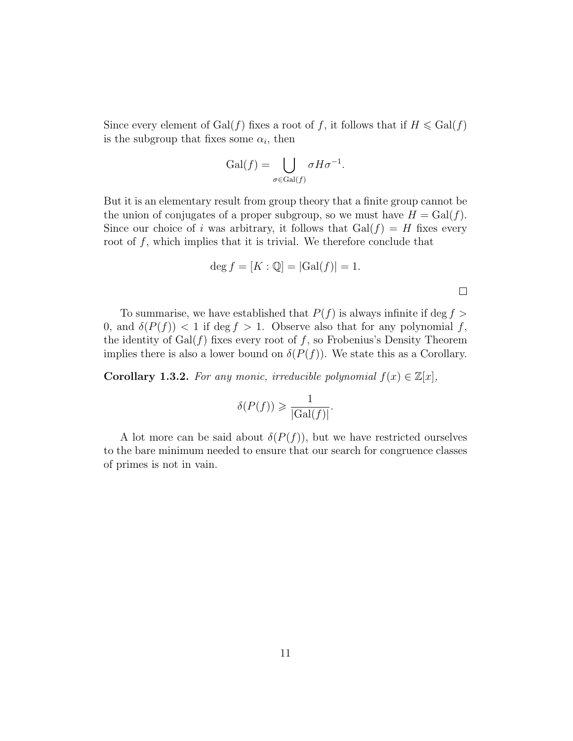Since every element of $\mathrm{Gal}(f)$ fixes a root of $f$, it follows that if $H \leqslant \mathrm{Gal}(f)$ is the subgroup that fixes some $\alpha_i$, then

$$\mathrm{Gal}(f) = \bigcup_{\sigma \in \mathrm{Gal}(f)} \sigma H \sigma^{-1}.$$

But it is an elementary result from group theory that a finite group cannot be the union of conjugates of a proper subgroup, so we must have $H = \mathrm{Gal}(f)$. Since our choice of $i$ was arbitrary, it follows that $\mathrm{Gal}(f) = H$ fixes every root of $f$, which implies that it is trivial. We therefore conclude that

$$\deg f = [K : \mathbb{Q}] = |\mathrm{Gal}(f)| = 1.$$

$\square$

To summarise, we have established that $P(f)$ is always infinite if $\deg f > 0$, and $\delta(P(f)) < 1$ if $\deg f > 1$. Observe also that for any polynomial $f$, the identity of $\mathrm{Gal}(f)$ fixes every root of $f$, so Frobenius's Density Theorem implies there is also a lower bound on $\delta(P(f))$. We state this as a Corollary.

**Corollary 1.3.2.** *For any monic, irreducible polynomial $f(x) \in \mathbb{Z}[x]$,*

$$\delta(P(f)) \geqslant \frac{1}{|\mathrm{Gal}(f)|}.$$

A lot more can be said about $\delta(P(f))$, but we have restricted ourselves to the bare minimum needed to ensure that our search for congruence classes of primes is not in vain.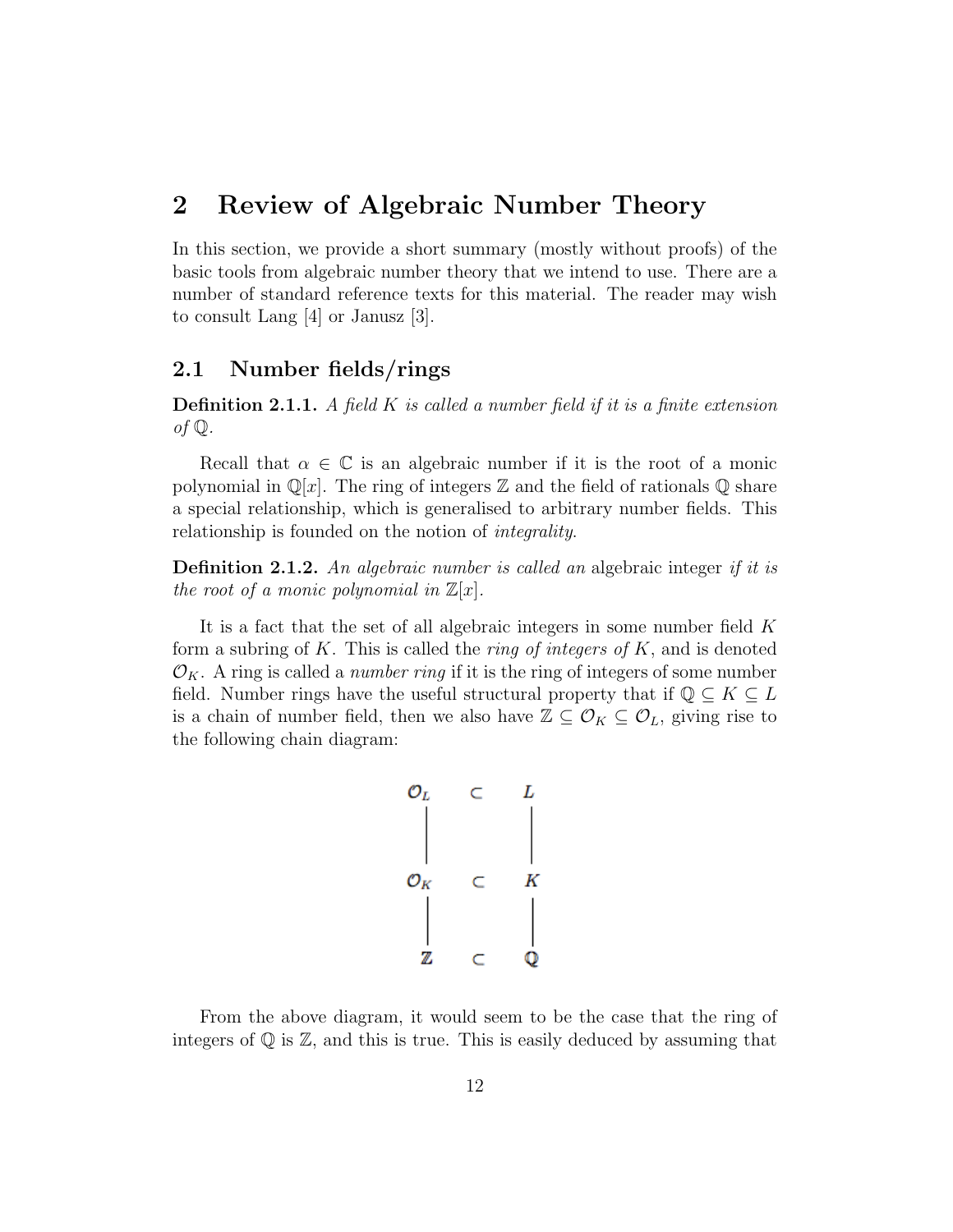# 2 Review of Algebraic Number Theory

In this section, we provide a short summary (mostly without proofs) of the basic tools from algebraic number theory that we intend to use. There are a number of standard reference texts for this material. The reader may wish to consult Lang [4] or Janusz [3].

## 2.1 Number fields/rings

**Definition 2.1.1.** *A field $K$ is called a number field if it is a finite extension of $\mathbb{Q}$.*

Recall that $\alpha \in \mathbb{C}$ is an algebraic number if it is the root of a monic polynomial in $\mathbb{Q}[x]$. The ring of integers $\mathbb{Z}$ and the field of rationals $\mathbb{Q}$ share a special relationship, which is generalised to arbitrary number fields. This relationship is founded on the notion of *integrality*.

**Definition 2.1.2.** *An algebraic number is called an* algebraic integer *if it is the root of a monic polynomial in $\mathbb{Z}[x]$.*

It is a fact that the set of all algebraic integers in some number field $K$ form a subring of $K$. This is called the *ring of integers of $K$*, and is denoted $\mathcal{O}_K$. A ring is called a *number ring* if it is the ring of integers of some number field. Number rings have the useful structural property that if $\mathbb{Q} \subseteq K \subseteq L$ is a chain of number field, then we also have $\mathbb{Z} \subseteq \mathcal{O}_K \subseteq \mathcal{O}_L$, giving rise to the following chain diagram:

$$
\begin{array}{ccc}
\mathcal{O}_L & \subset & L \\
| & & | \\
\mathcal{O}_K & \subset & K \\
| & & | \\
\mathbb{Z} & \subset & \mathbb{Q}
\end{array}
$$

From the above diagram, it would seem to be the case that the ring of integers of $\mathbb{Q}$ is $\mathbb{Z}$, and this is true. This is easily deduced by assuming that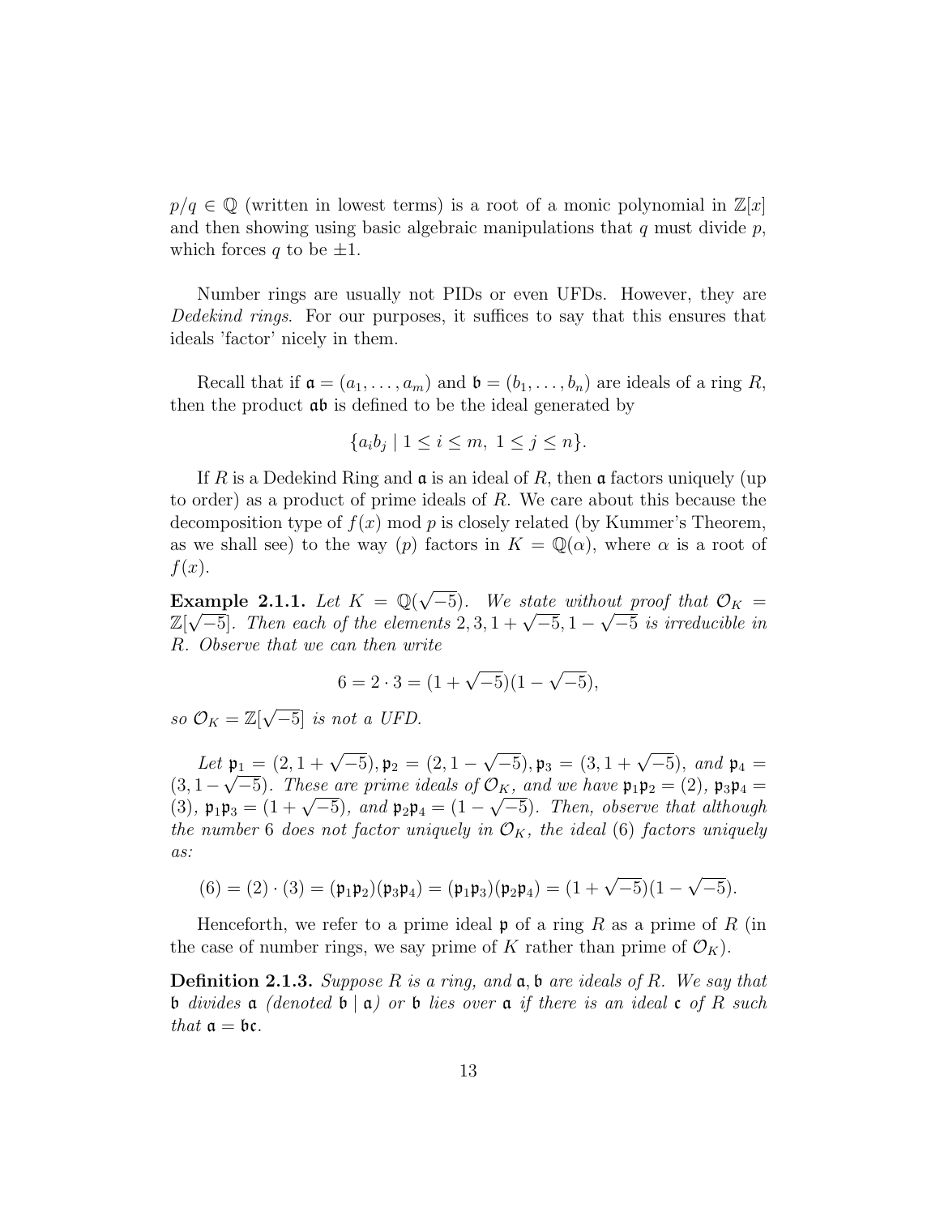$p/q \in \mathbb{Q}$ (written in lowest terms) is a root of a monic polynomial in $\mathbb{Z}[x]$ and then showing using basic algebraic manipulations that $q$ must divide $p$, which forces $q$ to be $\pm 1$.

Number rings are usually not PIDs or even UFDs. However, they are *Dedekind rings*. For our purposes, it suffices to say that this ensures that ideals 'factor' nicely in them.

Recall that if $\mathfrak{a} = (a_1, \ldots, a_m)$ and $\mathfrak{b} = (b_1, \ldots, b_n)$ are ideals of a ring $R$, then the product $\mathfrak{ab}$ is defined to be the ideal generated by

$$\{a_i b_j \mid 1 \leq i \leq m, \; 1 \leq j \leq n\}.$$

If $R$ is a Dedekind Ring and $\mathfrak{a}$ is an ideal of $R$, then $\mathfrak{a}$ factors uniquely (up to order) as a product of prime ideals of $R$. We care about this because the decomposition type of $f(x)$ mod $p$ is closely related (by Kummer's Theorem, as we shall see) to the way $(p)$ factors in $K = \mathbb{Q}(\alpha)$, where $\alpha$ is a root of $f(x)$.

**Example 2.1.1.** *Let $K = \mathbb{Q}(\sqrt{-5})$. We state without proof that $\mathcal{O}_K = \mathbb{Z}[\sqrt{-5}]$. Then each of the elements $2, 3, 1+\sqrt{-5}, 1-\sqrt{-5}$ is irreducible in $R$. Observe that we can then write*

$$6 = 2 \cdot 3 = (1+\sqrt{-5})(1-\sqrt{-5}),$$

*so $\mathcal{O}_K = \mathbb{Z}[\sqrt{-5}]$ is not a UFD.*

*Let $\mathfrak{p}_1 = (2, 1+\sqrt{-5}), \mathfrak{p}_2 = (2, 1-\sqrt{-5}), \mathfrak{p}_3 = (3, 1+\sqrt{-5})$, and $\mathfrak{p}_4 = (3, 1-\sqrt{-5})$. These are prime ideals of $\mathcal{O}_K$, and we have $\mathfrak{p}_1\mathfrak{p}_2 = (2)$, $\mathfrak{p}_3\mathfrak{p}_4 = (3)$, $\mathfrak{p}_1\mathfrak{p}_3 = (1+\sqrt{-5})$, and $\mathfrak{p}_2\mathfrak{p}_4 = (1-\sqrt{-5})$. Then, observe that although the number 6 does not factor uniquely in $\mathcal{O}_K$, the ideal $(6)$ factors uniquely as:*

$$(6) = (2) \cdot (3) = (\mathfrak{p}_1\mathfrak{p}_2)(\mathfrak{p}_3\mathfrak{p}_4) = (\mathfrak{p}_1\mathfrak{p}_3)(\mathfrak{p}_2\mathfrak{p}_4) = (1+\sqrt{-5})(1-\sqrt{-5}).$$

Henceforth, we refer to a prime ideal $\mathfrak{p}$ of a ring $R$ as a prime of $R$ (in the case of number rings, we say prime of $K$ rather than prime of $\mathcal{O}_K$).

**Definition 2.1.3.** *Suppose $R$ is a ring, and $\mathfrak{a}, \mathfrak{b}$ are ideals of $R$. We say that $\mathfrak{b}$ divides $\mathfrak{a}$ (denoted $\mathfrak{b} \mid \mathfrak{a}$) or $\mathfrak{b}$ lies over $\mathfrak{a}$ if there is an ideal $\mathfrak{c}$ of $R$ such that $\mathfrak{a} = \mathfrak{bc}$.*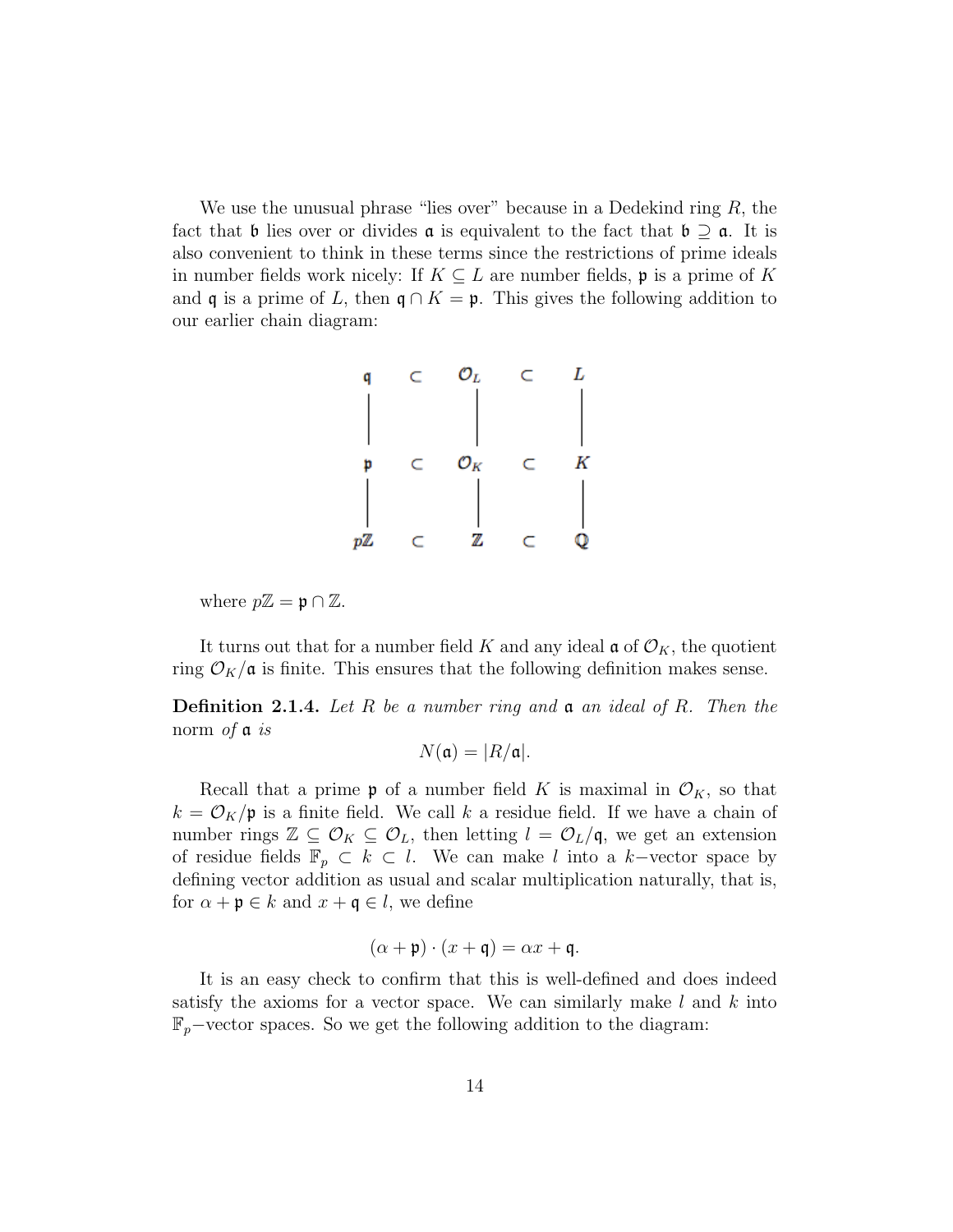We use the unusual phrase "lies over" because in a Dedekind ring $R$, the fact that $\mathfrak{b}$ lies over or divides $\mathfrak{a}$ is equivalent to the fact that $\mathfrak{b} \supseteq \mathfrak{a}$. It is also convenient to think in these terms since the restrictions of prime ideals in number fields work nicely: If $K \subseteq L$ are number fields, $\mathfrak{p}$ is a prime of $K$ and $\mathfrak{q}$ is a prime of $L$, then $\mathfrak{q} \cap K = \mathfrak{p}$. This gives the following addition to our earlier chain diagram:

$$
\begin{array}{ccccc}
\mathfrak{q} & \subset & \mathcal{O}_L & \subset & L \\
| & & | & & | \\
\mathfrak{p} & \subset & \mathcal{O}_K & \subset & K \\
| & & | & & | \\
p\mathbb{Z} & \subset & \mathbb{Z} & \subset & \mathbb{Q}
\end{array}
$$

where $p\mathbb{Z} = \mathfrak{p} \cap \mathbb{Z}$.

It turns out that for a number field $K$ and any ideal $\mathfrak{a}$ of $\mathcal{O}_K$, the quotient ring $\mathcal{O}_K/\mathfrak{a}$ is finite. This ensures that the following definition makes sense.

**Definition 2.1.4.** *Let $R$ be a number ring and $\mathfrak{a}$ an ideal of $R$. Then the* norm *of $\mathfrak{a}$ is*

$$N(\mathfrak{a}) = |R/\mathfrak{a}|.$$

Recall that a prime $\mathfrak{p}$ of a number field $K$ is maximal in $\mathcal{O}_K$, so that $k = \mathcal{O}_K/\mathfrak{p}$ is a finite field. We call $k$ a residue field. If we have a chain of number rings $\mathbb{Z} \subseteq \mathcal{O}_K \subseteq \mathcal{O}_L$, then letting $l = \mathcal{O}_L/\mathfrak{q}$, we get an extension of residue fields $\mathbb{F}_p \subset k \subset l$. We can make $l$ into a $k-$vector space by defining vector addition as usual and scalar multiplication naturally, that is, for $\alpha + \mathfrak{p} \in k$ and $x + \mathfrak{q} \in l$, we define

$$(\alpha + \mathfrak{p}) \cdot (x + \mathfrak{q}) = \alpha x + \mathfrak{q}.$$

It is an easy check to confirm that this is well-defined and does indeed satisfy the axioms for a vector space. We can similarly make $l$ and $k$ into $\mathbb{F}_p-$vector spaces. So we get the following addition to the diagram: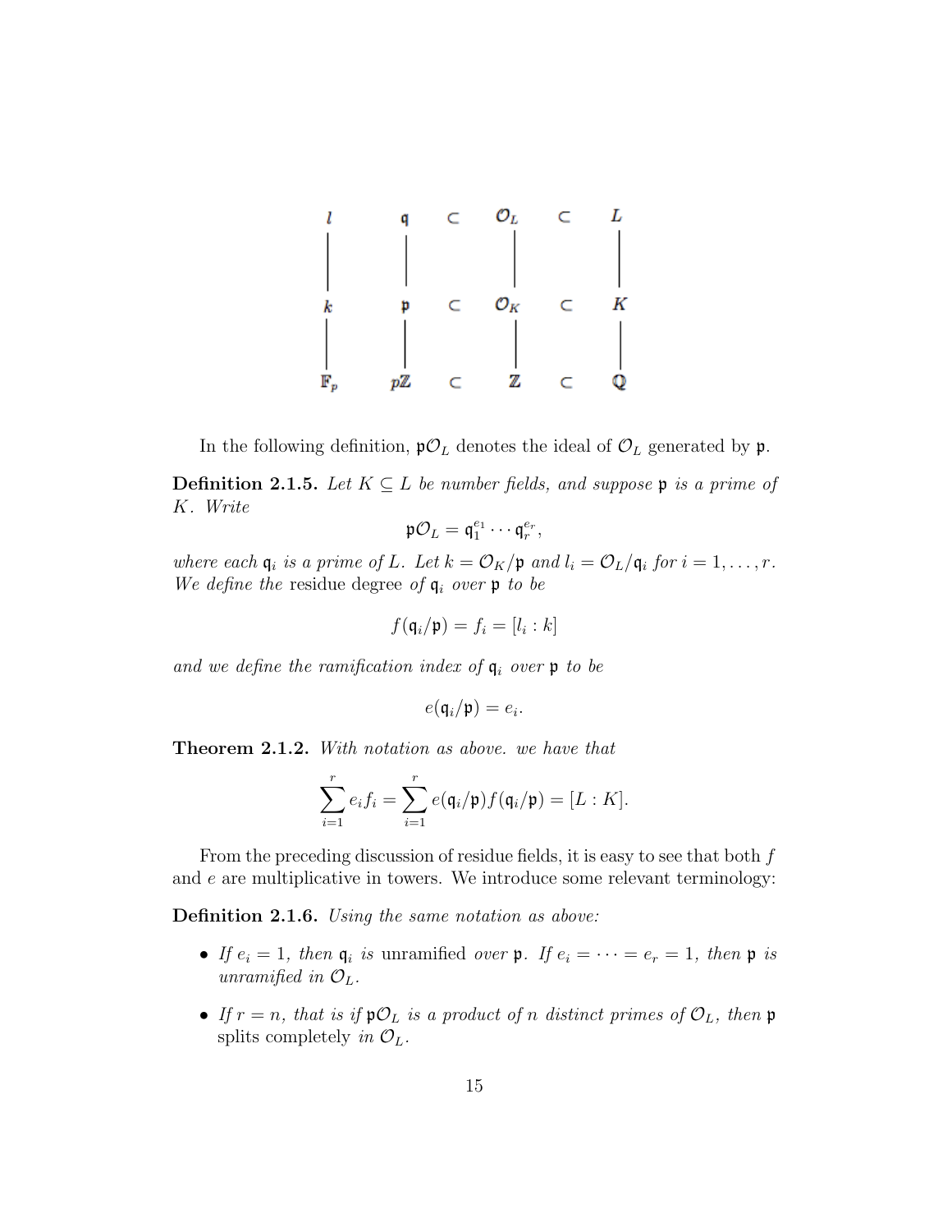$$
\begin{array}{ccccccc}
l & & \mathfrak{q} & \subset & \mathcal{O}_L & \subset & L \\
| & & | & & | & & | \\
k & & \mathfrak{p} & \subset & \mathcal{O}_K & \subset & K \\
| & & | & & | & & | \\
\mathbb{F}_p & & p\mathbb{Z} & \subset & \mathbb{Z} & \subset & \mathbb{Q}
\end{array}
$$

In the following definition, $\mathfrak{p}\mathcal{O}_L$ denotes the ideal of $\mathcal{O}_L$ generated by $\mathfrak{p}$.

**Definition 2.1.5.** *Let $K \subseteq L$ be number fields, and suppose $\mathfrak{p}$ is a prime of $K$. Write*

$$\mathfrak{p}\mathcal{O}_L = \mathfrak{q}_1^{e_1} \cdots \mathfrak{q}_r^{e_r},$$

*where each $\mathfrak{q}_i$ is a prime of $L$. Let $k = \mathcal{O}_K/\mathfrak{p}$ and $l_i = \mathcal{O}_L/\mathfrak{q}_i$ for $i = 1, \ldots, r$. We define the* residue degree *of $\mathfrak{q}_i$ over $\mathfrak{p}$ to be*

$$f(\mathfrak{q}_i/\mathfrak{p}) = f_i = [l_i : k]$$

*and we define the ramification index of $\mathfrak{q}_i$ over $\mathfrak{p}$ to be*

$$e(\mathfrak{q}_i/\mathfrak{p}) = e_i.$$

**Theorem 2.1.2.** *With notation as above. we have that*

$$\sum_{i=1}^{r} e_i f_i = \sum_{i=1}^{r} e(\mathfrak{q}_i/\mathfrak{p}) f(\mathfrak{q}_i/\mathfrak{p}) = [L : K].$$

From the preceding discussion of residue fields, it is easy to see that both $f$ and $e$ are multiplicative in towers. We introduce some relevant terminology:

**Definition 2.1.6.** *Using the same notation as above:*

- *If $e_i = 1$, then $\mathfrak{q}_i$ is* unramified *over $\mathfrak{p}$. If $e_i = \cdots = e_r = 1$, then $\mathfrak{p}$ is* unramified *in $\mathcal{O}_L$.*
- *If $r = n$, that is if $\mathfrak{p}\mathcal{O}_L$ is a product of $n$ distinct primes of $\mathcal{O}_L$, then $\mathfrak{p}$* splits completely *in $\mathcal{O}_L$.*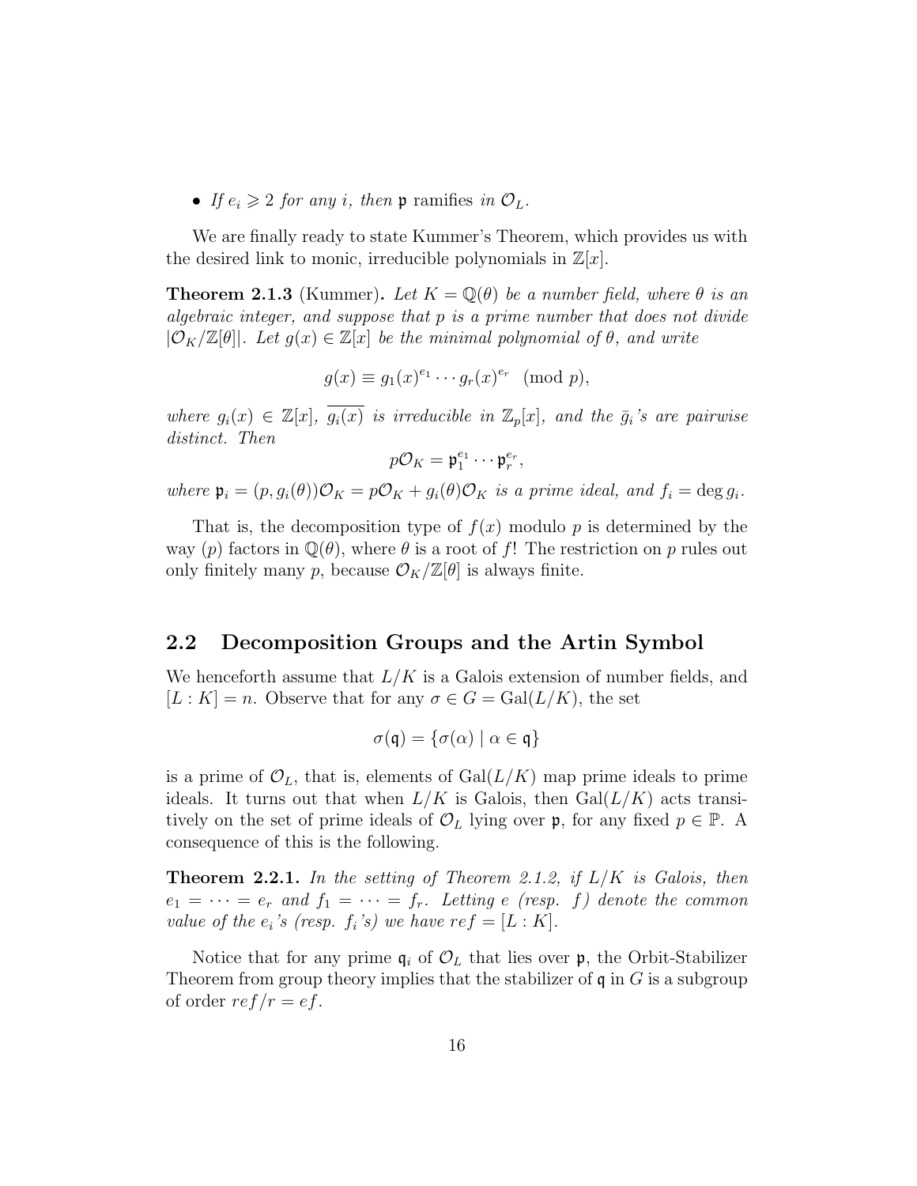- *If $e_i \geqslant 2$ for any $i$, then* $\mathfrak{p}$ ramifies *in* $\mathcal{O}_L$.

We are finally ready to state Kummer's Theorem, which provides us with the desired link to monic, irreducible polynomials in $\mathbb{Z}[x]$.

**Theorem 2.1.3** (Kummer)**.** *Let $K = \mathbb{Q}(\theta)$ be a number field, where $\theta$ is an algebraic integer, and suppose that $p$ is a prime number that does not divide $|\mathcal{O}_K/\mathbb{Z}[\theta]|$. Let $g(x) \in \mathbb{Z}[x]$ be the minimal polynomial of $\theta$, and write*

$$g(x) \equiv g_1(x)^{e_1} \cdots g_r(x)^{e_r} \pmod{p},$$

*where $g_i(x) \in \mathbb{Z}[x]$, $\overline{g_i(x)}$ is irreducible in $\mathbb{Z}_p[x]$, and the $\bar{g}_i$'s are pairwise distinct. Then*

$$p\mathcal{O}_K = \mathfrak{p}_1^{e_1} \cdots \mathfrak{p}_r^{e_r},$$

*where $\mathfrak{p}_i = (p, g_i(\theta))\mathcal{O}_K = p\mathcal{O}_K + g_i(\theta)\mathcal{O}_K$ is a prime ideal, and $f_i = \deg g_i$.*

That is, the decomposition type of $f(x)$ modulo $p$ is determined by the way $(p)$ factors in $\mathbb{Q}(\theta)$, where $\theta$ is a root of $f$! The restriction on $p$ rules out only finitely many $p$, because $\mathcal{O}_K/\mathbb{Z}[\theta]$ is always finite.

## 2.2 Decomposition Groups and the Artin Symbol

We henceforth assume that $L/K$ is a Galois extension of number fields, and $[L : K] = n$. Observe that for any $\sigma \in G = \mathrm{Gal}(L/K)$, the set

$$\sigma(\mathfrak{q}) = \{\sigma(\alpha) \mid \alpha \in \mathfrak{q}\}$$

is a prime of $\mathcal{O}_L$, that is, elements of $\mathrm{Gal}(L/K)$ map prime ideals to prime ideals. It turns out that when $L/K$ is Galois, then $\mathrm{Gal}(L/K)$ acts transitively on the set of prime ideals of $\mathcal{O}_L$ lying over $\mathfrak{p}$, for any fixed $p \in \mathbb{P}$. A consequence of this is the following.

**Theorem 2.2.1.** *In the setting of Theorem 2.1.2, if $L/K$ is Galois, then $e_1 = \cdots = e_r$ and $f_1 = \cdots = f_r$. Letting $e$ (resp. $f$) denote the common value of the $e_i$'s (resp. $f_i$'s) we have $ref = [L : K]$.*

Notice that for any prime $\mathfrak{q}_i$ of $\mathcal{O}_L$ that lies over $\mathfrak{p}$, the Orbit-Stabilizer Theorem from group theory implies that the stabilizer of $\mathfrak{q}$ in $G$ is a subgroup of order $ref/r = ef$.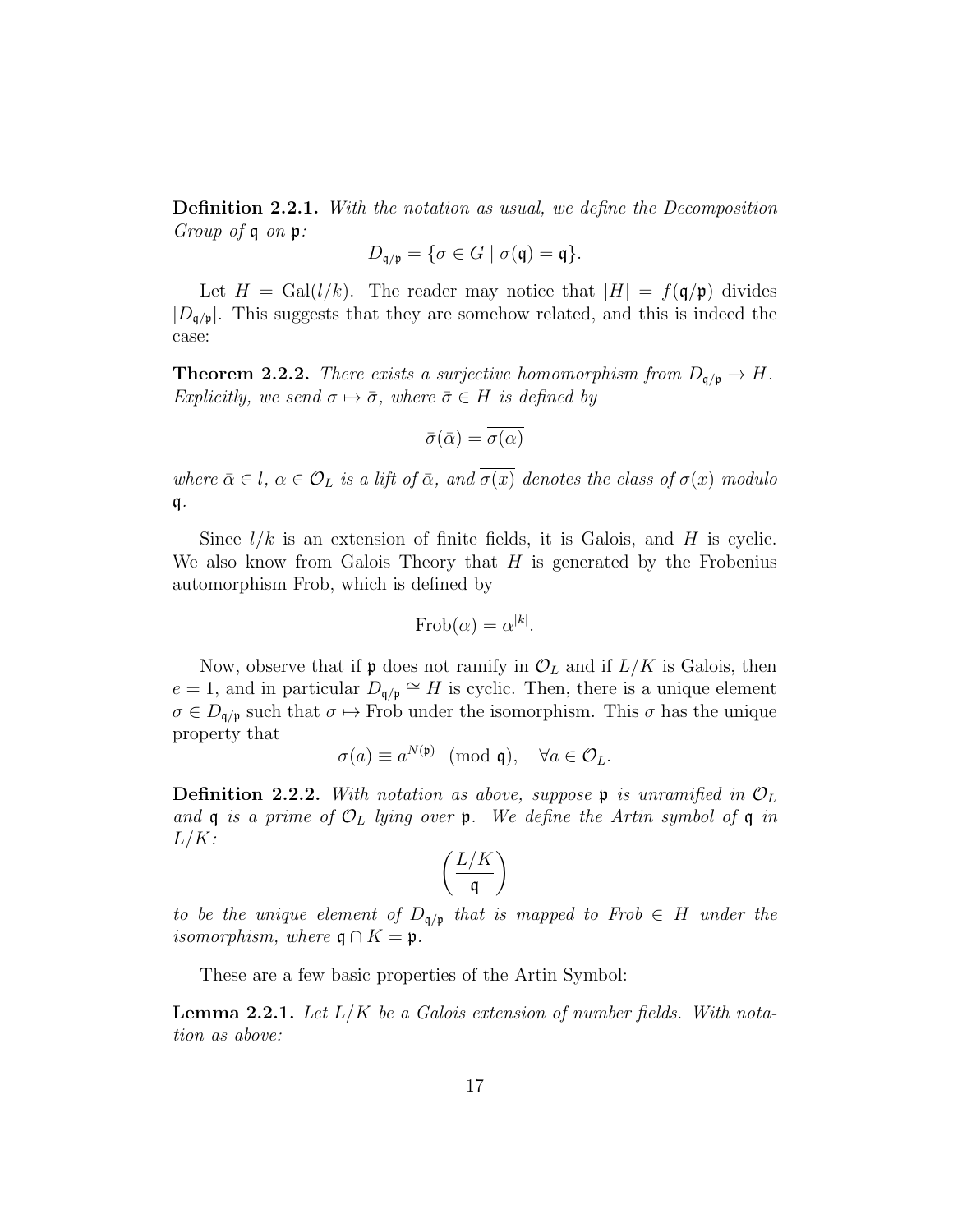**Definition 2.2.1.** *With the notation as usual, we define the Decomposition Group of* $\mathfrak{q}$ *on* $\mathfrak{p}$*:*

$$D_{\mathfrak{q}/\mathfrak{p}} = \{\sigma \in G \mid \sigma(\mathfrak{q}) = \mathfrak{q}\}.$$

Let $H = \mathrm{Gal}(l/k)$. The reader may notice that $|H| = f(\mathfrak{q}/\mathfrak{p})$ divides $|D_{\mathfrak{q}/\mathfrak{p}}|$. This suggests that they are somehow related, and this is indeed the case:

**Theorem 2.2.2.** *There exists a surjective homomorphism from* $D_{\mathfrak{q}/\mathfrak{p}} \to H$*. Explicitly, we send* $\sigma \mapsto \bar{\sigma}$*, where* $\bar{\sigma} \in H$ *is defined by*

$$\bar{\sigma}(\bar{\alpha}) = \overline{\sigma(\alpha)}$$

*where* $\bar{\alpha} \in l$*,* $\alpha \in \mathcal{O}_L$ *is a lift of* $\bar{\alpha}$*, and* $\overline{\sigma(x)}$ *denotes the class of* $\sigma(x)$ *modulo* $\mathfrak{q}$*.*

Since $l/k$ is an extension of finite fields, it is Galois, and $H$ is cyclic. We also know from Galois Theory that $H$ is generated by the Frobenius automorphism Frob, which is defined by

$$\mathrm{Frob}(\alpha) = \alpha^{|k|}.$$

Now, observe that if $\mathfrak{p}$ does not ramify in $\mathcal{O}_L$ and if $L/K$ is Galois, then $e = 1$, and in particular $D_{\mathfrak{q}/\mathfrak{p}} \cong H$ is cyclic. Then, there is a unique element $\sigma \in D_{\mathfrak{q}/\mathfrak{p}}$ such that $\sigma \mapsto \mathrm{Frob}$ under the isomorphism. This $\sigma$ has the unique property that

$$\sigma(a) \equiv a^{N(\mathfrak{p})} \pmod{\mathfrak{q}}, \quad \forall a \in \mathcal{O}_L.$$

**Definition 2.2.2.** *With notation as above, suppose* $\mathfrak{p}$ *is unramified in* $\mathcal{O}_L$ *and* $\mathfrak{q}$ *is a prime of* $\mathcal{O}_L$ *lying over* $\mathfrak{p}$*. We define the Artin symbol of* $\mathfrak{q}$ *in* $L/K$*:*

$$\left(\frac{L/K}{\mathfrak{q}}\right)$$

*to be the unique element of* $D_{\mathfrak{q}/\mathfrak{p}}$ *that is mapped to Frob* $\in H$ *under the isomorphism, where* $\mathfrak{q} \cap K = \mathfrak{p}$*.*

These are a few basic properties of the Artin Symbol:

**Lemma 2.2.1.** *Let* $L/K$ *be a Galois extension of number fields. With notation as above:*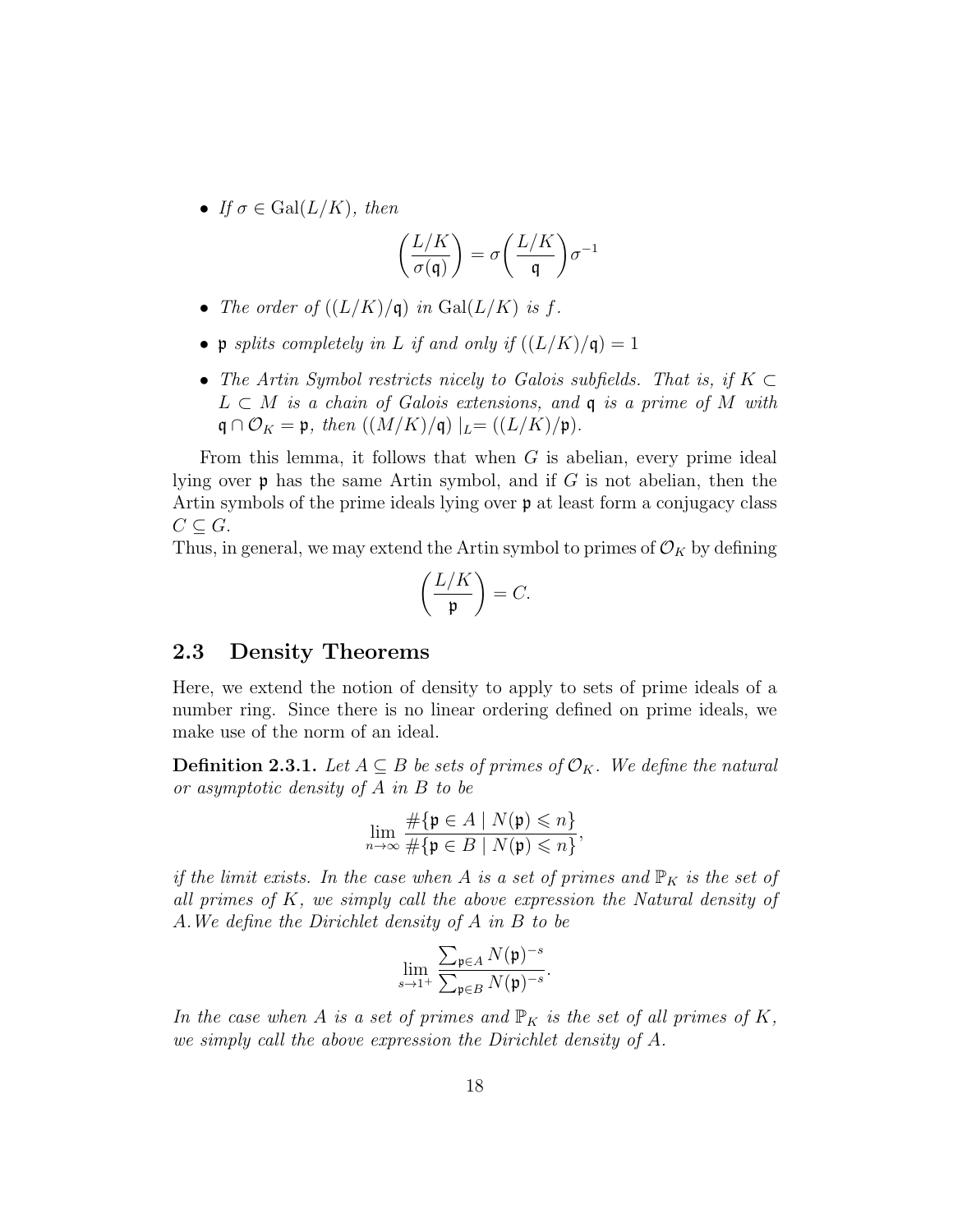- *If $\sigma \in \mathrm{Gal}(L/K)$, then*

$$\left(\frac{L/K}{\sigma(\mathfrak{q})}\right) = \sigma \left(\frac{L/K}{\mathfrak{q}}\right) \sigma^{-1}$$

- *The order of $((L/K)/\mathfrak{q})$ in $\mathrm{Gal}(L/K)$ is $f$.*
- *$\mathfrak{p}$ splits completely in $L$ if and only if $((L/K)/\mathfrak{q}) = 1$*
- *The Artin Symbol restricts nicely to Galois subfields. That is, if $K \subset L \subset M$ is a chain of Galois extensions, and $\mathfrak{q}$ is a prime of $M$ with $\mathfrak{q} \cap \mathcal{O}_K = \mathfrak{p}$, then $((M/K)/\mathfrak{q}) \mid_L = ((L/K)/\mathfrak{p})$.*

From this lemma, it follows that when $G$ is abelian, every prime ideal lying over $\mathfrak{p}$ has the same Artin symbol, and if $G$ is not abelian, then the Artin symbols of the prime ideals lying over $\mathfrak{p}$ at least form a conjugacy class $C \subseteq G$.

Thus, in general, we may extend the Artin symbol to primes of $\mathcal{O}_K$ by defining

$$\left(\frac{L/K}{\mathfrak{p}}\right) = C.$$

## 2.3 Density Theorems

Here, we extend the notion of density to apply to sets of prime ideals of a number ring. Since there is no linear ordering defined on prime ideals, we make use of the norm of an ideal.

**Definition 2.3.1.** *Let $A \subseteq B$ be sets of primes of $\mathcal{O}_K$. We define the natural or asymptotic density of $A$ in $B$ to be*

$$\lim_{n \to \infty} \frac{\#\{\mathfrak{p} \in A \mid N(\mathfrak{p}) \leqslant n\}}{\#\{\mathfrak{p} \in B \mid N(\mathfrak{p}) \leqslant n\}},$$

*if the limit exists. In the case when $A$ is a set of primes and $\mathbb{P}_K$ is the set of all primes of $K$, we simply call the above expression the Natural density of $A$. We define the Dirichlet density of $A$ in $B$ to be*

$$\lim_{s \to 1^+} \frac{\sum_{\mathfrak{p} \in A} N(\mathfrak{p})^{-s}}{\sum_{\mathfrak{p} \in B} N(\mathfrak{p})^{-s}}.$$

*In the case when $A$ is a set of primes and $\mathbb{P}_K$ is the set of all primes of $K$, we simply call the above expression the Dirichlet density of $A$.*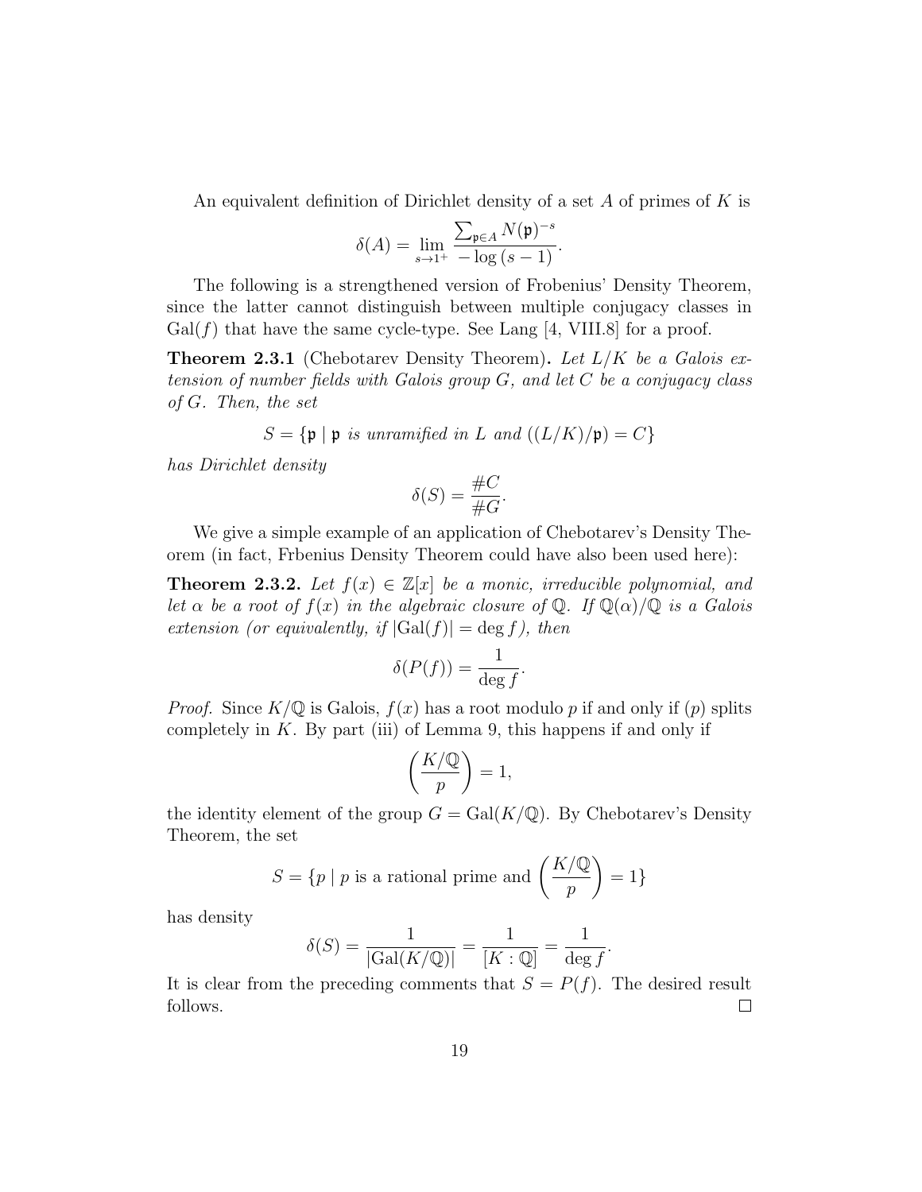An equivalent definition of Dirichlet density of a set $A$ of primes of $K$ is

$$\delta(A) = \lim_{s \to 1^+} \frac{\sum_{\mathfrak{p} \in A} N(\mathfrak{p})^{-s}}{-\log (s-1)}.$$

The following is a strengthened version of Frobenius' Density Theorem, since the latter cannot distinguish between multiple conjugacy classes in $\mathrm{Gal}(f)$ that have the same cycle-type. See Lang [4, VIII.8] for a proof.

**Theorem 2.3.1** (Chebotarev Density Theorem)**.** *Let $L/K$ be a Galois extension of number fields with Galois group $G$, and let $C$ be a conjugacy class of $G$. Then, the set*

$$S = \{\mathfrak{p} \mid \mathfrak{p} \textit{ is unramified in } L \textit{ and } ((L/K)/\mathfrak{p}) = C\}$$

*has Dirichlet density*

$$\delta(S) = \frac{\#C}{\#G}.$$

We give a simple example of an application of Chebotarev's Density Theorem (in fact, Frbenius Density Theorem could have also been used here):

**Theorem 2.3.2.** *Let $f(x) \in \mathbb{Z}[x]$ be a monic, irreducible polynomial, and let $\alpha$ be a root of $f(x)$ in the algebraic closure of $\mathbb{Q}$. If $\mathbb{Q}(\alpha)/\mathbb{Q}$ is a Galois extension (or equivalently, if $|\mathrm{Gal}(f)| = \deg f$), then*

$$\delta(P(f)) = \frac{1}{\deg f}.$$

*Proof.* Since $K/\mathbb{Q}$ is Galois, $f(x)$ has a root modulo $p$ if and only if $(p)$ splits completely in $K$. By part (iii) of Lemma 9, this happens if and only if

$$\left(\frac{K/\mathbb{Q}}{p}\right) = 1,$$

the identity element of the group $G = \mathrm{Gal}(K/\mathbb{Q})$. By Chebotarev's Density Theorem, the set

$$S = \{p \mid p \text{ is a rational prime and } \left(\frac{K/\mathbb{Q}}{p}\right) = 1\}$$

has density

$$\delta(S) = \frac{1}{|\mathrm{Gal}(K/\mathbb{Q})|} = \frac{1}{[K:\mathbb{Q}]} = \frac{1}{\deg f}.$$

It is clear from the preceding comments that $S = P(f)$. The desired result follows. ∎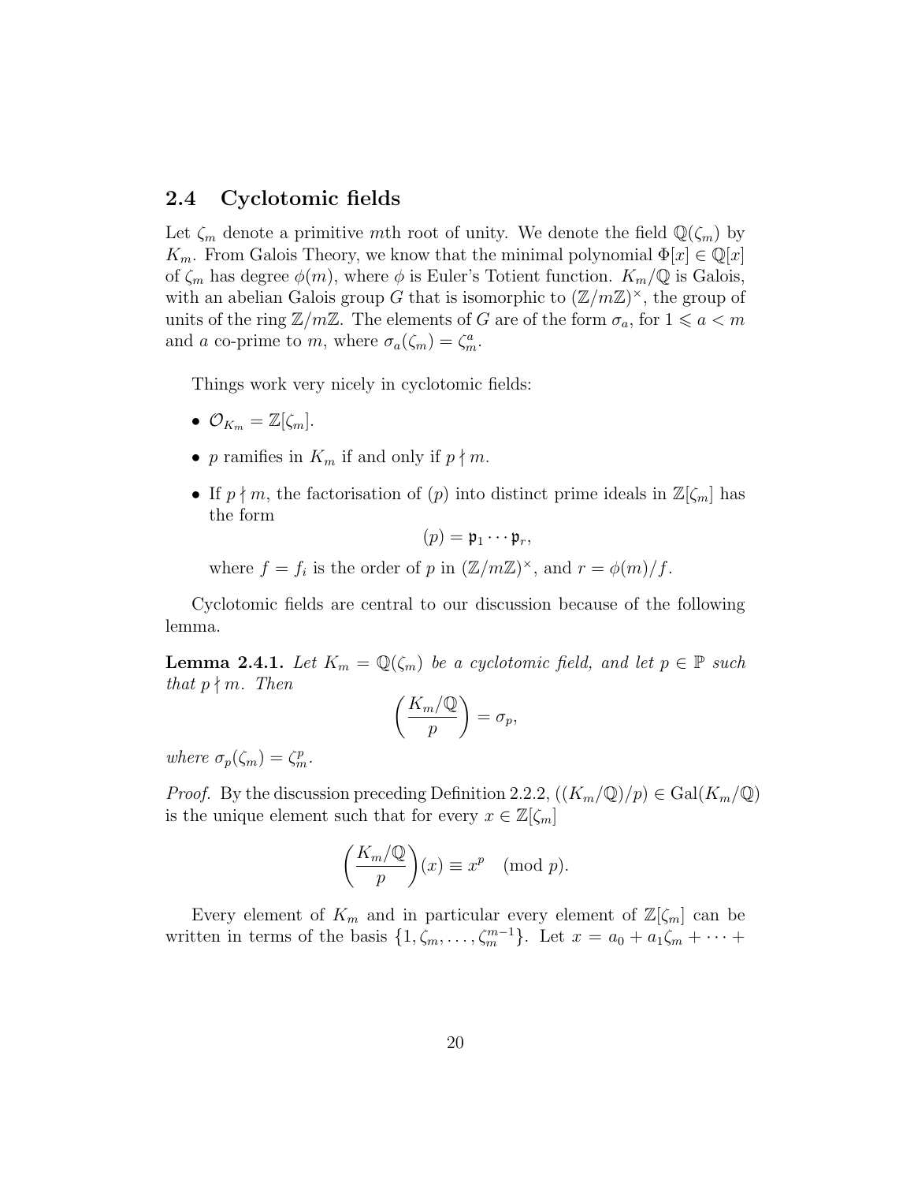## 2.4 Cyclotomic fields

Let $\zeta_m$ denote a primitive $m$th root of unity. We denote the field $\mathbb{Q}(\zeta_m)$ by $K_m$. From Galois Theory, we know that the minimal polynomial $\Phi[x] \in \mathbb{Q}[x]$ of $\zeta_m$ has degree $\phi(m)$, where $\phi$ is Euler's Totient function. $K_m/\mathbb{Q}$ is Galois, with an abelian Galois group $G$ that is isomorphic to $(\mathbb{Z}/m\mathbb{Z})^\times$, the group of units of the ring $\mathbb{Z}/m\mathbb{Z}$. The elements of $G$ are of the form $\sigma_a$, for $1 \leqslant a < m$ and $a$ co-prime to $m$, where $\sigma_a(\zeta_m) = \zeta_m^a$.

Things work very nicely in cyclotomic fields:

- $\mathcal{O}_{K_m} = \mathbb{Z}[\zeta_m]$.
- $p$ ramifies in $K_m$ if and only if $p \nmid m$.
- If $p \nmid m$, the factorisation of $(p)$ into distinct prime ideals in $\mathbb{Z}[\zeta_m]$ has the form

$$(p) = \mathfrak{p}_1 \cdots \mathfrak{p}_r,$$

  where $f = f_i$ is the order of $p$ in $(\mathbb{Z}/m\mathbb{Z})^\times$, and $r = \phi(m)/f$.

Cyclotomic fields are central to our discussion because of the following lemma.

**Lemma 2.4.1.** *Let $K_m = \mathbb{Q}(\zeta_m)$ be a cyclotomic field, and let $p \in \mathbb{P}$ such that $p \nmid m$. Then*

$$\left(\frac{K_m/\mathbb{Q}}{p}\right) = \sigma_p,$$

*where $\sigma_p(\zeta_m) = \zeta_m^p$.*

*Proof.* By the discussion preceding Definition 2.2.2, $((K_m/\mathbb{Q})/p) \in \mathrm{Gal}(K_m/\mathbb{Q})$ is the unique element such that for every $x \in \mathbb{Z}[\zeta_m]$

$$\left(\frac{K_m/\mathbb{Q}}{p}\right)(x) \equiv x^p \pmod{p}.$$

Every element of $K_m$ and in particular every element of $\mathbb{Z}[\zeta_m]$ can be written in terms of the basis $\{1, \zeta_m, \ldots, \zeta_m^{m-1}\}$. Let $x = a_0 + a_1\zeta_m + \cdots +$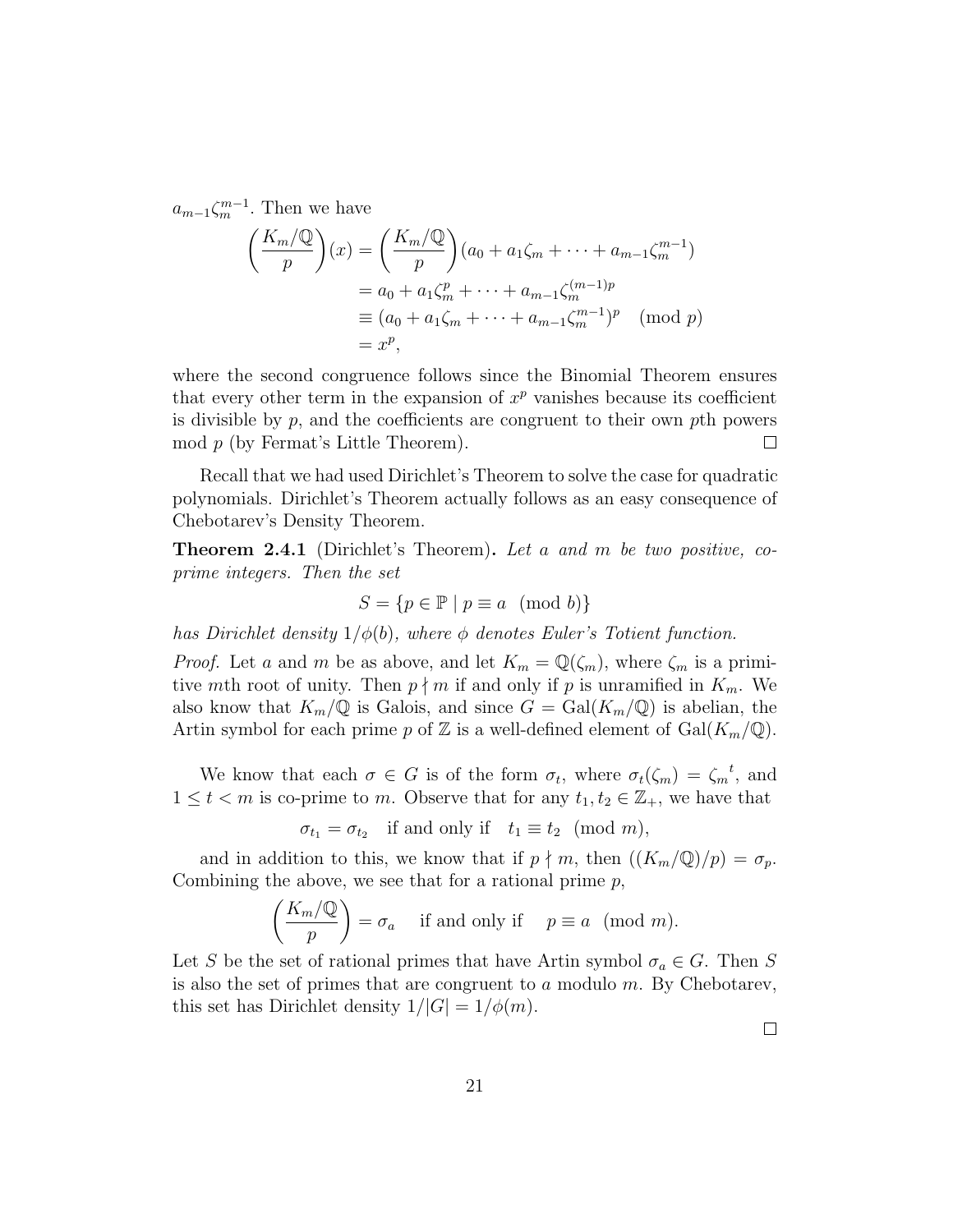$a_{m-1}\zeta_m^{m-1}$. Then we have

$$
\begin{aligned}
\left(\frac{K_m/\mathbb{Q}}{p}\right)(x) &= \left(\frac{K_m/\mathbb{Q}}{p}\right)(a_0 + a_1\zeta_m + \cdots + a_{m-1}\zeta_m^{m-1}) \\
&= a_0 + a_1\zeta_m^p + \cdots + a_{m-1}\zeta_m^{(m-1)p} \\
&\equiv (a_0 + a_1\zeta_m + \cdots + a_{m-1}\zeta_m^{m-1})^p \pmod{p} \\
&= x^p,
\end{aligned}
$$

where the second congruence follows since the Binomial Theorem ensures that every other term in the expansion of $x^p$ vanishes because its coefficient is divisible by $p$, and the coefficients are congruent to their own $p$th powers mod $p$ (by Fermat's Little Theorem). ☐

Recall that we had used Dirichlet's Theorem to solve the case for quadratic polynomials. Dirichlet's Theorem actually follows as an easy consequence of Chebotarev's Density Theorem.

**Theorem 2.4.1** (Dirichlet's Theorem)**.** *Let $a$ and $m$ be two positive, co-prime integers. Then the set*

$$S = \{p \in \mathbb{P} \mid p \equiv a \pmod{b}\}$$

*has Dirichlet density $1/\phi(b)$, where $\phi$ denotes Euler's Totient function.*

*Proof.* Let $a$ and $m$ be as above, and let $K_m = \mathbb{Q}(\zeta_m)$, where $\zeta_m$ is a primitive $m$th root of unity. Then $p \nmid m$ if and only if $p$ is unramified in $K_m$. We also know that $K_m/\mathbb{Q}$ is Galois, and since $G = \mathrm{Gal}(K_m/\mathbb{Q})$ is abelian, the Artin symbol for each prime $p$ of $\mathbb{Z}$ is a well-defined element of $\mathrm{Gal}(K_m/\mathbb{Q})$.

We know that each $\sigma \in G$ is of the form $\sigma_t$, where $\sigma_t(\zeta_m) = {\zeta_m}^t$, and $1 \leq t < m$ is co-prime to $m$. Observe that for any $t_1, t_2 \in \mathbb{Z}_+$, we have that

$$\sigma_{t_1} = \sigma_{t_2} \quad \text{if and only if} \quad t_1 \equiv t_2 \pmod{m},$$

and in addition to this, we know that if $p \nmid m$, then $((K_m/\mathbb{Q})/p) = \sigma_p$. Combining the above, we see that for a rational prime $p$,

$$\left(\frac{K_m/\mathbb{Q}}{p}\right) = \sigma_a \quad \text{if and only if} \quad p \equiv a \pmod{m}.$$

Let $S$ be the set of rational primes that have Artin symbol $\sigma_a \in G$. Then $S$ is also the set of primes that are congruent to $a$ modulo $m$. By Chebotarev, this set has Dirichlet density $1/|G| = 1/\phi(m)$.

☐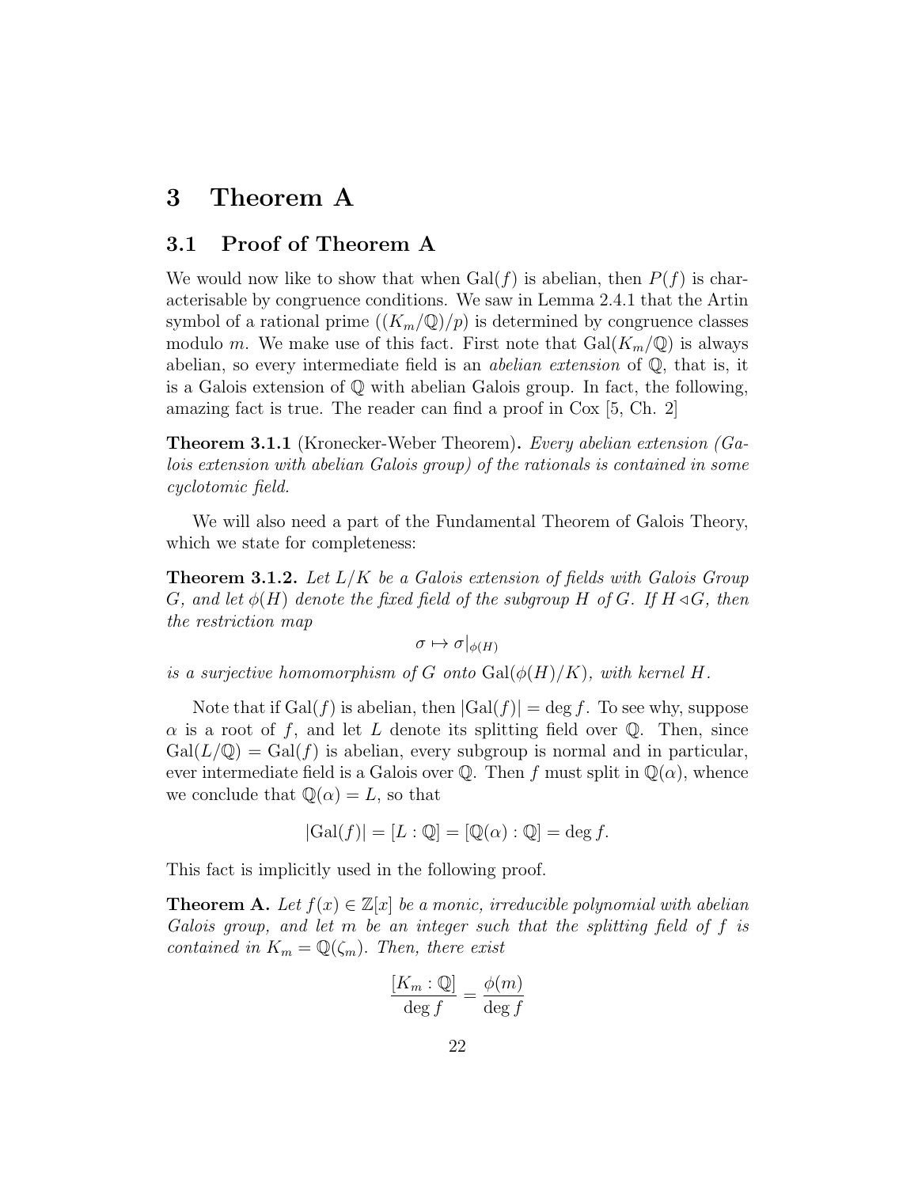# 3 Theorem A

## 3.1 Proof of Theorem A

We would now like to show that when $\mathrm{Gal}(f)$ is abelian, then $P(f)$ is characterisable by congruence conditions. We saw in Lemma 2.4.1 that the Artin symbol of a rational prime $((K_m/\mathbb{Q})/p)$ is determined by congruence classes modulo $m$. We make use of this fact. First note that $\mathrm{Gal}(K_m/\mathbb{Q})$ is always abelian, so every intermediate field is an *abelian extension* of $\mathbb{Q}$, that is, it is a Galois extension of $\mathbb{Q}$ with abelian Galois group. In fact, the following, amazing fact is true. The reader can find a proof in Cox [5, Ch. 2]

**Theorem 3.1.1** (Kronecker-Weber Theorem). *Every abelian extension (Galois extension with abelian Galois group) of the rationals is contained in some cyclotomic field.*

We will also need a part of the Fundamental Theorem of Galois Theory, which we state for completeness:

**Theorem 3.1.2.** *Let $L/K$ be a Galois extension of fields with Galois Group $G$, and let $\phi(H)$ denote the fixed field of the subgroup $H$ of $G$. If $H \triangleleft G$, then the restriction map*

$$\sigma \mapsto \sigma|_{\phi(H)}$$

*is a surjective homomorphism of $G$ onto $\mathrm{Gal}(\phi(H)/K)$, with kernel $H$.*

Note that if $\mathrm{Gal}(f)$ is abelian, then $|\mathrm{Gal}(f)| = \deg f$. To see why, suppose $\alpha$ is a root of $f$, and let $L$ denote its splitting field over $\mathbb{Q}$. Then, since $\mathrm{Gal}(L/\mathbb{Q}) = \mathrm{Gal}(f)$ is abelian, every subgroup is normal and in particular, ever intermediate field is a Galois over $\mathbb{Q}$. Then $f$ must split in $\mathbb{Q}(\alpha)$, whence we conclude that $\mathbb{Q}(\alpha) = L$, so that

$$|\mathrm{Gal}(f)| = [L : \mathbb{Q}] = [\mathbb{Q}(\alpha) : \mathbb{Q}] = \deg f.$$

This fact is implicitly used in the following proof.

**Theorem A.** *Let $f(x) \in \mathbb{Z}[x]$ be a monic, irreducible polynomial with abelian Galois group, and let $m$ be an integer such that the splitting field of $f$ is contained in $K_m = \mathbb{Q}(\zeta_m)$. Then, there exist*

$$\frac{[K_m : \mathbb{Q}]}{\deg f} = \frac{\phi(m)}{\deg f}$$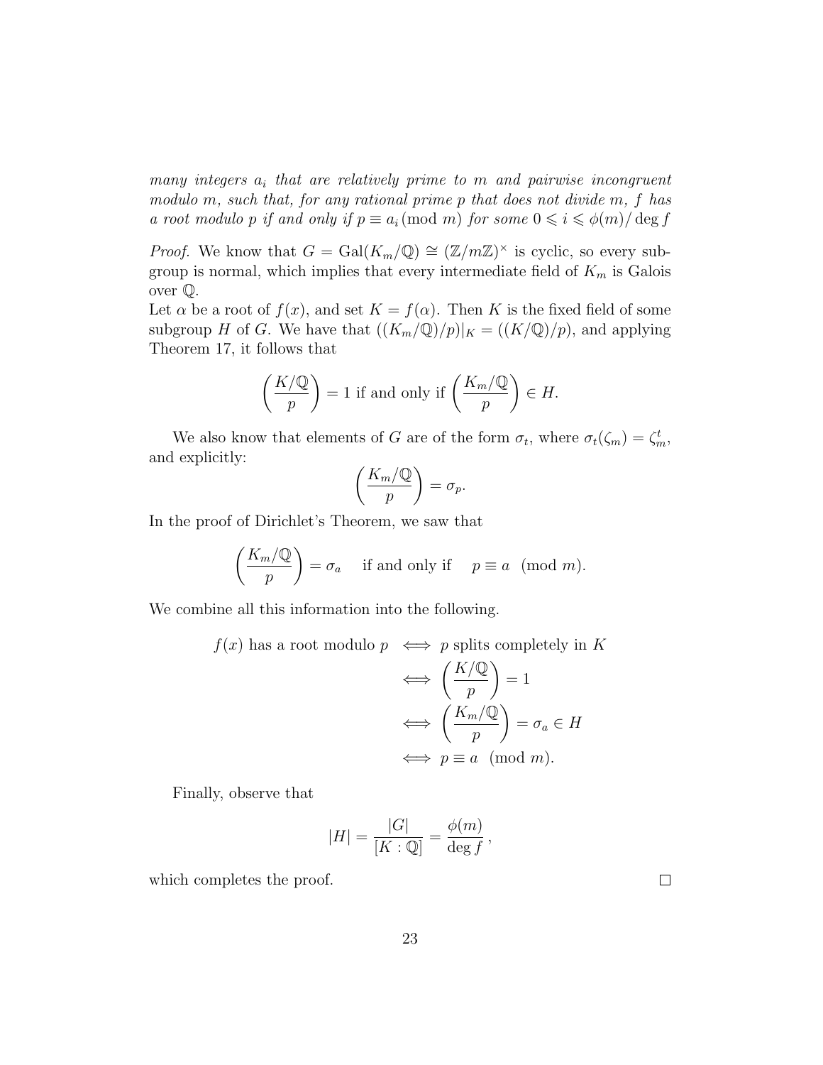*many integers $a_i$ that are relatively prime to $m$ and pairwise incongruent modulo $m$, such that, for any rational prime $p$ that does not divide $m$, $f$ has a root modulo $p$ if and only if $p \equiv a_i \pmod{m}$ for some $0 \leqslant i \leqslant \phi(m)/\deg f$*

*Proof.* We know that $G = \text{Gal}(K_m/\mathbb{Q}) \cong (\mathbb{Z}/m\mathbb{Z})^\times$ is cyclic, so every subgroup is normal, which implies that every intermediate field of $K_m$ is Galois over $\mathbb{Q}$.

Let $\alpha$ be a root of $f(x)$, and set $K = f(\alpha)$. Then $K$ is the fixed field of some subgroup $H$ of $G$. We have that $((K_m/\mathbb{Q})/p)|_K = ((K/\mathbb{Q})/p)$, and applying Theorem 17, it follows that

$$\left(\frac{K/\mathbb{Q}}{p}\right) = 1 \text{ if and only if } \left(\frac{K_m/\mathbb{Q}}{p}\right) \in H.$$

We also know that elements of $G$ are of the form $\sigma_t$, where $\sigma_t(\zeta_m) = \zeta_m^t$, and explicitly:

$$\left(\frac{K_m/\mathbb{Q}}{p}\right) = \sigma_p.$$

In the proof of Dirichlet's Theorem, we saw that

$$\left(\frac{K_m/\mathbb{Q}}{p}\right) = \sigma_a \quad \text{if and only if} \quad p \equiv a \pmod{m}.$$

We combine all this information into the following.

$$\begin{aligned} f(x) \text{ has a root modulo } p &\iff p \text{ splits completely in } K \\ &\iff \left(\frac{K/\mathbb{Q}}{p}\right) = 1 \\ &\iff \left(\frac{K_m/\mathbb{Q}}{p}\right) = \sigma_a \in H \\ &\iff p \equiv a \pmod{m}. \end{aligned}$$

Finally, observe that

$$|H| = \frac{|G|}{[K : \mathbb{Q}]} = \frac{\phi(m)}{\deg f},$$

which completes the proof. □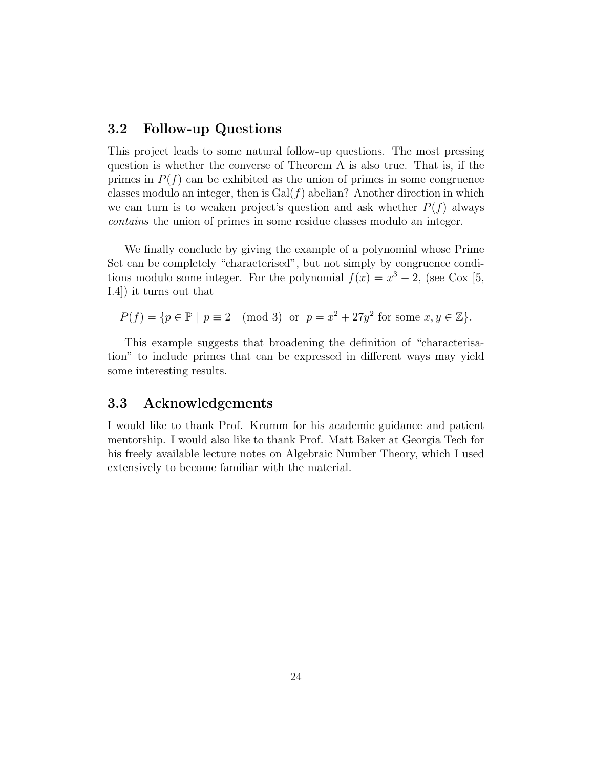## 3.2 Follow-up Questions

This project leads to some natural follow-up questions. The most pressing question is whether the converse of Theorem A is also true. That is, if the primes in $P(f)$ can be exhibited as the union of primes in some congruence classes modulo an integer, then is $\mathrm{Gal}(f)$ abelian? Another direction in which we can turn is to weaken project's question and ask whether $P(f)$ always *contains* the union of primes in some residue classes modulo an integer.

We finally conclude by giving the example of a polynomial whose Prime Set can be completely "characterised", but not simply by congruence conditions modulo some integer. For the polynomial $f(x) = x^3 - 2$, (see Cox [5, I.4]) it turns out that

$$P(f) = \{p \in \mathbb{P} \mid p \equiv 2 \pmod 3 \text{ or } p = x^2 + 27y^2 \text{ for some } x, y \in \mathbb{Z}\}.$$

This example suggests that broadening the definition of "characterisation" to include primes that can be expressed in different ways may yield some interesting results.

## 3.3 Acknowledgements

I would like to thank Prof. Krumm for his academic guidance and patient mentorship. I would also like to thank Prof. Matt Baker at Georgia Tech for his freely available lecture notes on Algebraic Number Theory, which I used extensively to become familiar with the material.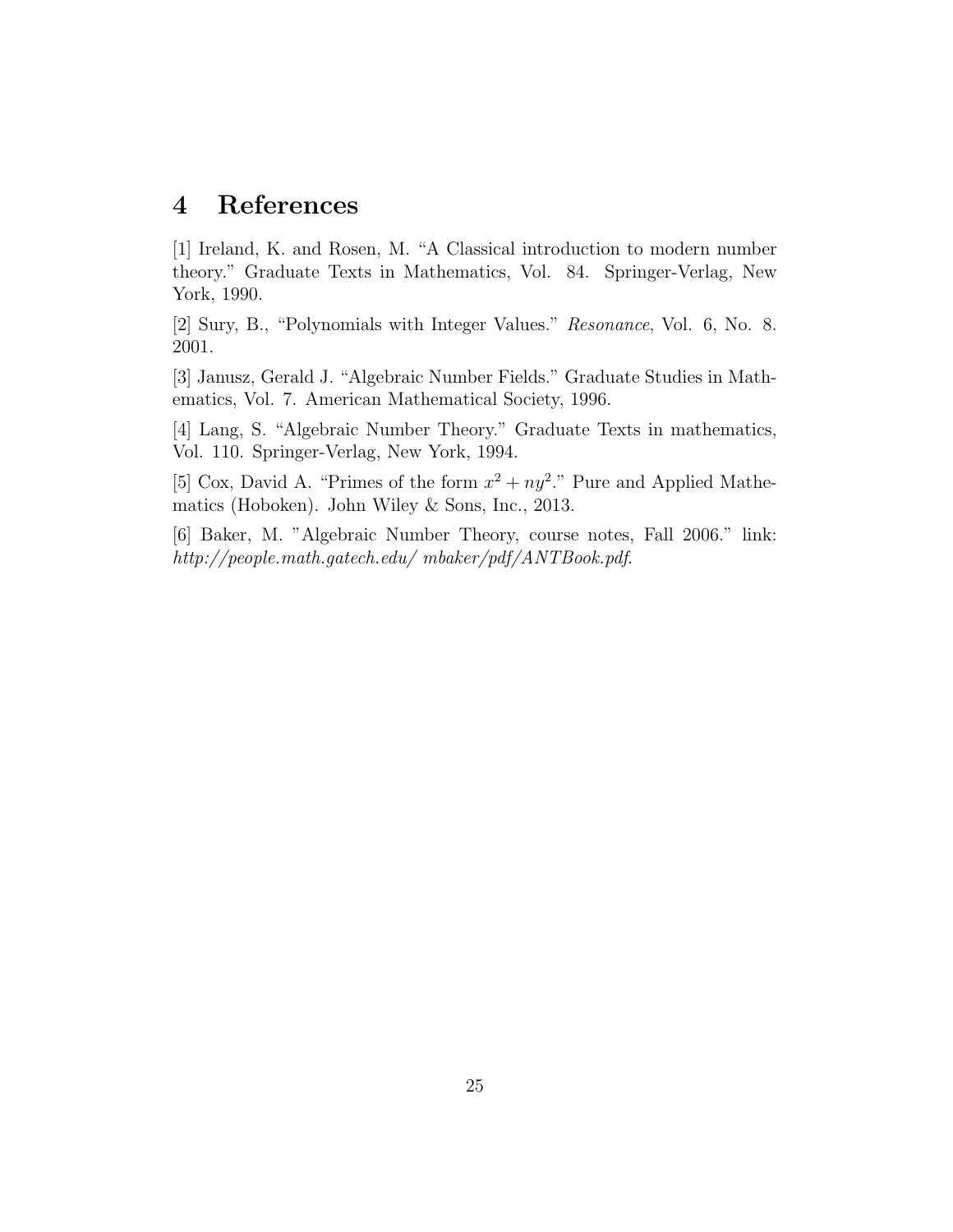# 4 References

[1] Ireland, K. and Rosen, M. "A Classical introduction to modern number theory." Graduate Texts in Mathematics, Vol. 84. Springer-Verlag, New York, 1990.

[2] Sury, B., "Polynomials with Integer Values." *Resonance*, Vol. 6, No. 8. 2001.

[3] Janusz, Gerald J. "Algebraic Number Fields." Graduate Studies in Mathematics, Vol. 7. American Mathematical Society, 1996.

[4] Lang, S. "Algebraic Number Theory." Graduate Texts in mathematics, Vol. 110. Springer-Verlag, New York, 1994.

[5] Cox, David A. "Primes of the form $x^2 + ny^2$." Pure and Applied Mathematics (Hoboken). John Wiley & Sons, Inc., 2013.

[6] Baker, M. "Algebraic Number Theory, course notes, Fall 2006." link: *http://people.math.gatech.edu/ mbaker/pdf/ANTBook.pdf.*